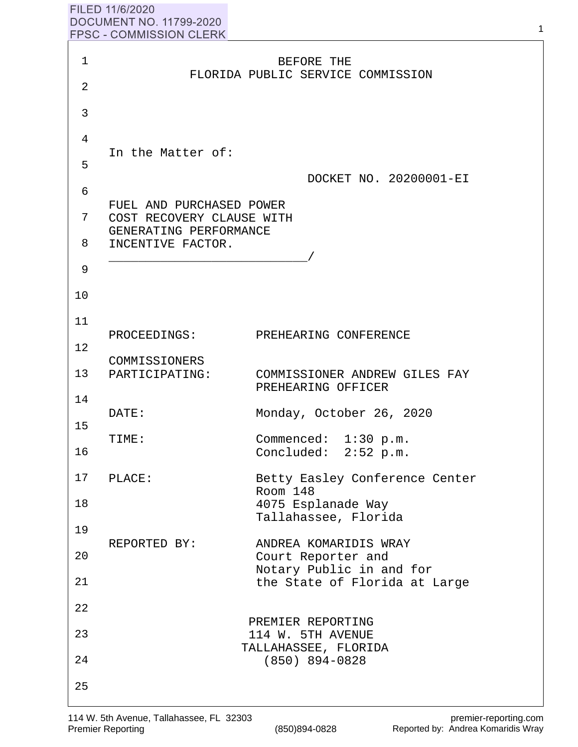FILED 11/6/2020
DOCUMENT NO. 11799-2020
FPSC - COMMISSION CLERK

BEFORE THE
FLORIDA PUBLIC SERVICE COMMISSION

In the Matter of:

DOCKET NO. 20200001-EI

FUEL AND PURCHASED POWER
COST RECOVERY CLAUSE WITH
GENERATING PERFORMANCE
INCENTIVE FACTOR.
___________________________/

PROCEEDINGS: PREHEARING CONFERENCE

COMMISSIONERS
PARTICIPATING: COMMISSIONER ANDREW GILES FAY
PREHEARING OFFICER

DATE: Monday, October 26, 2020

TIME: Commenced: 1:30 p.m.
Concluded: 2:52 p.m.

PLACE: Betty Easley Conference Center
Room 148
4075 Esplanade Way
Tallahassee, Florida

REPORTED BY: ANDREA KOMARIDIS WRAY
Court Reporter and
Notary Public in and for
the State of Florida at Large

PREMIER REPORTING
114 W. 5TH AVENUE
TALLAHASSEE, FLORIDA
(850) 894-0828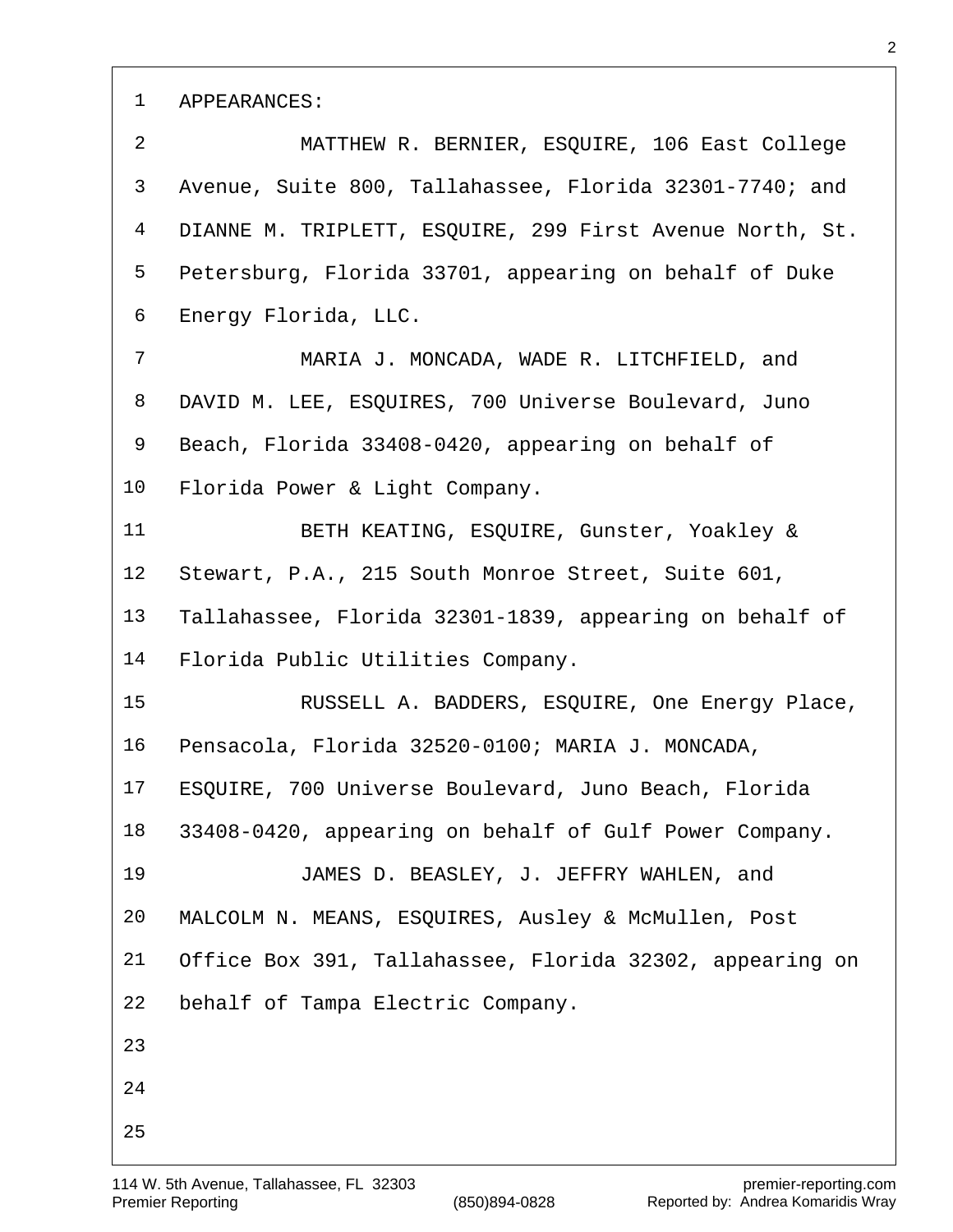APPEARANCES:

MATTHEW R. BERNIER, ESQUIRE, 106 East College Avenue, Suite 800, Tallahassee, Florida 32301-7740; and DIANNE M. TRIPLETT, ESQUIRE, 299 First Avenue North, St. Petersburg, Florida 33701, appearing on behalf of Duke Energy Florida, LLC.

MARIA J. MONCADA, WADE R. LITCHFIELD, and DAVID M. LEE, ESQUIRES, 700 Universe Boulevard, Juno Beach, Florida 33408-0420, appearing on behalf of Florida Power & Light Company.

BETH KEATING, ESQUIRE, Gunster, Yoakley & Stewart, P.A., 215 South Monroe Street, Suite 601, Tallahassee, Florida 32301-1839, appearing on behalf of Florida Public Utilities Company.

RUSSELL A. BADDERS, ESQUIRE, One Energy Place, Pensacola, Florida 32520-0100; MARIA J. MONCADA, ESQUIRE, 700 Universe Boulevard, Juno Beach, Florida 33408-0420, appearing on behalf of Gulf Power Company.

JAMES D. BEASLEY, J. JEFFRY WAHLEN, and MALCOLM N. MEANS, ESQUIRES, Ausley & McMullen, Post Office Box 391, Tallahassee, Florida 32302, appearing on behalf of Tampa Electric Company.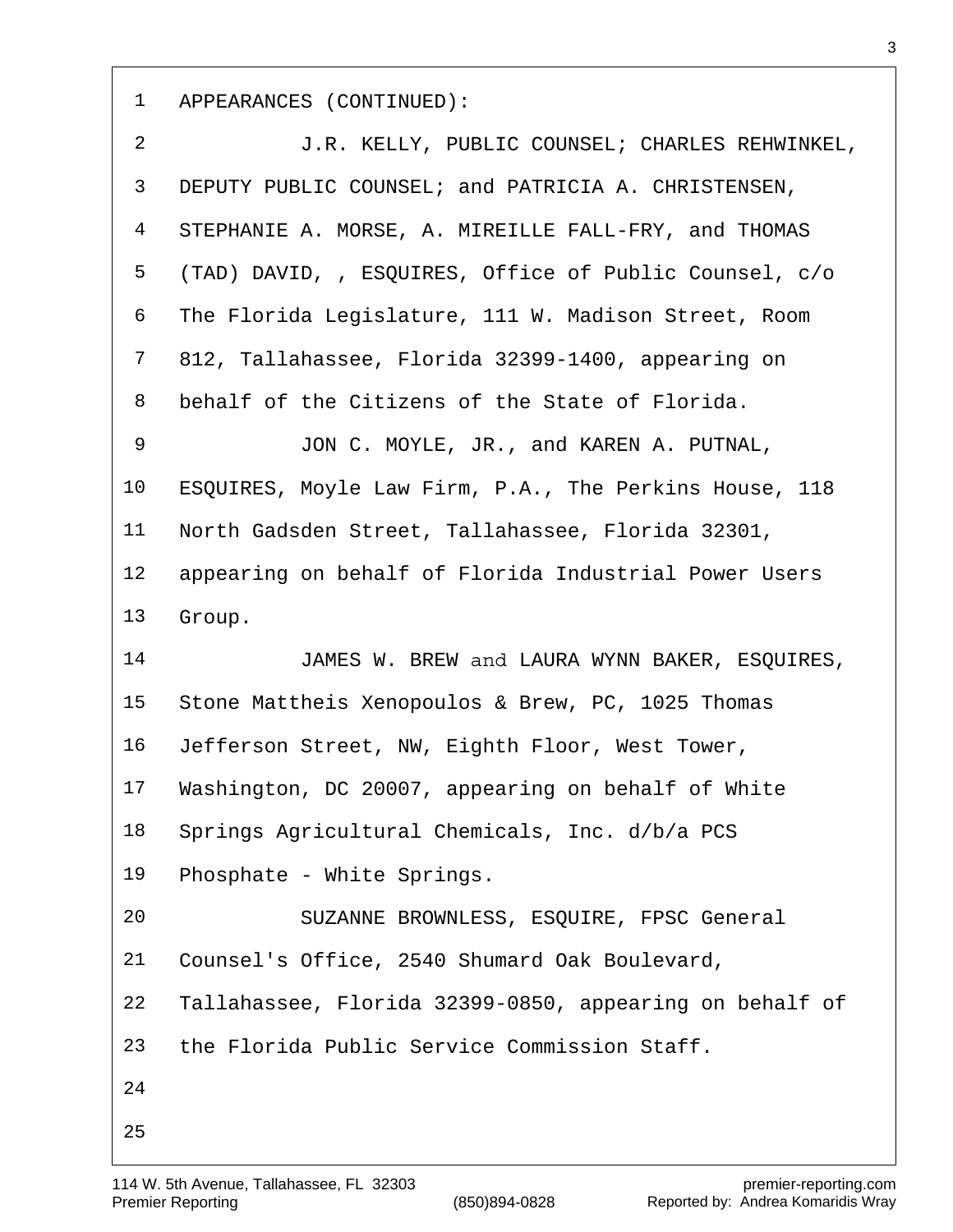APPEARANCES (CONTINUED):

J.R. KELLY, PUBLIC COUNSEL; CHARLES REHWINKEL, DEPUTY PUBLIC COUNSEL; and PATRICIA A. CHRISTENSEN, STEPHANIE A. MORSE, A. MIREILLE FALL-FRY, and THOMAS (TAD) DAVID, , ESQUIRES, Office of Public Counsel, c/o The Florida Legislature, 111 W. Madison Street, Room 812, Tallahassee, Florida 32399-1400, appearing on behalf of the Citizens of the State of Florida.

JON C. MOYLE, JR., and KAREN A. PUTNAL, ESQUIRES, Moyle Law Firm, P.A., The Perkins House, 118 North Gadsden Street, Tallahassee, Florida 32301, appearing on behalf of Florida Industrial Power Users Group.

JAMES W. BREW and LAURA WYNN BAKER, ESQUIRES, Stone Mattheis Xenopoulos & Brew, PC, 1025 Thomas Jefferson Street, NW, Eighth Floor, West Tower, Washington, DC 20007, appearing on behalf of White Springs Agricultural Chemicals, Inc. d/b/a PCS Phosphate - White Springs.

SUZANNE BROWNLESS, ESQUIRE, FPSC General Counsel's Office, 2540 Shumard Oak Boulevard, Tallahassee, Florida 32399-0850, appearing on behalf of the Florida Public Service Commission Staff.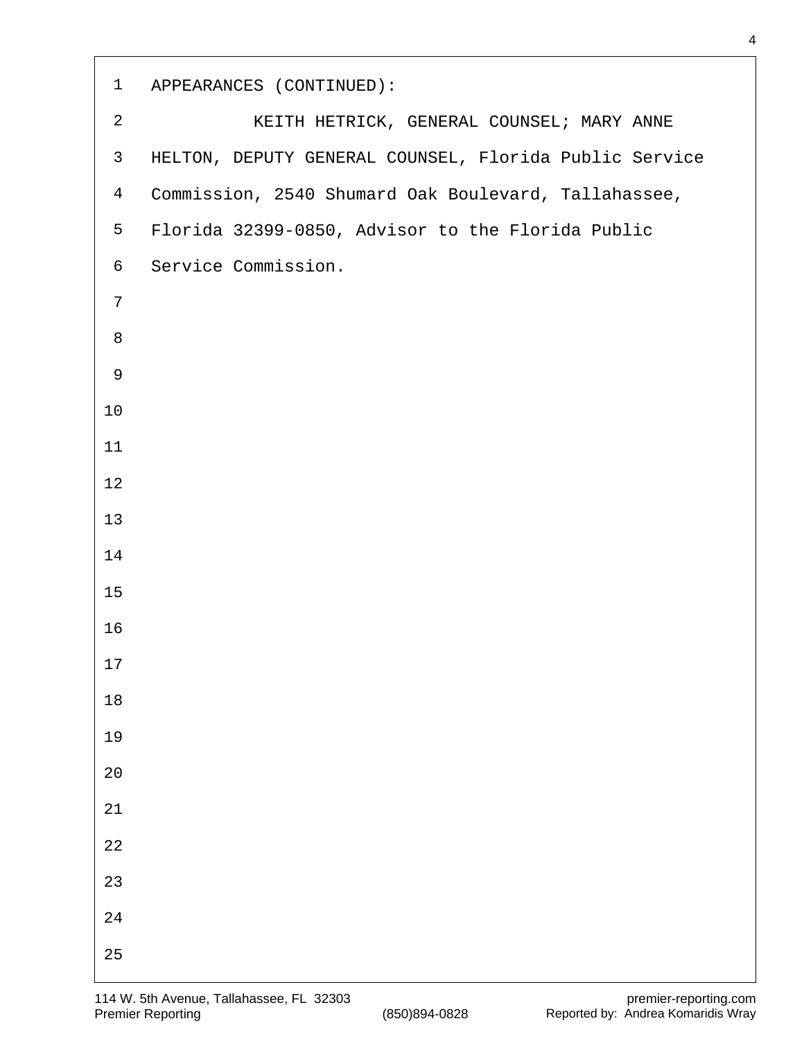APPEARANCES (CONTINUED):

KEITH HETRICK, GENERAL COUNSEL; MARY ANNE HELTON, DEPUTY GENERAL COUNSEL, Florida Public Service Commission, 2540 Shumard Oak Boulevard, Tallahassee, Florida 32399-0850, Advisor to the Florida Public Service Commission.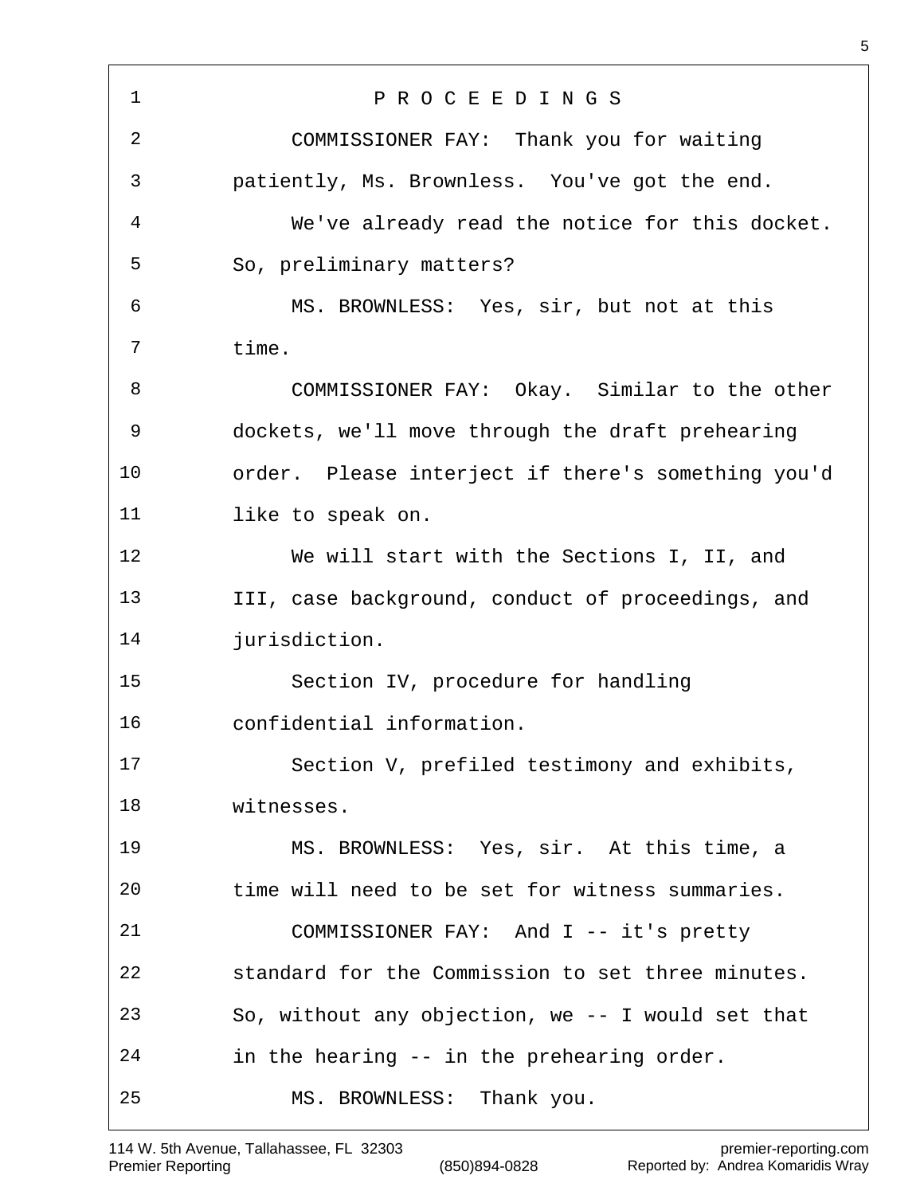# P R O C E E D I N G S

COMMISSIONER FAY: Thank you for waiting patiently, Ms. Brownless. You've got the end.

We've already read the notice for this docket. So, preliminary matters?

MS. BROWNLESS: Yes, sir, but not at this time.

COMMISSIONER FAY: Okay. Similar to the other dockets, we'll move through the draft prehearing order. Please interject if there's something you'd like to speak on.

We will start with the Sections I, II, and III, case background, conduct of proceedings, and jurisdiction.

Section IV, procedure for handling confidential information.

Section V, prefiled testimony and exhibits, witnesses.

MS. BROWNLESS: Yes, sir. At this time, a time will need to be set for witness summaries.

COMMISSIONER FAY: And I -- it's pretty standard for the Commission to set three minutes. So, without any objection, we -- I would set that in the hearing -- in the prehearing order.

MS. BROWNLESS: Thank you.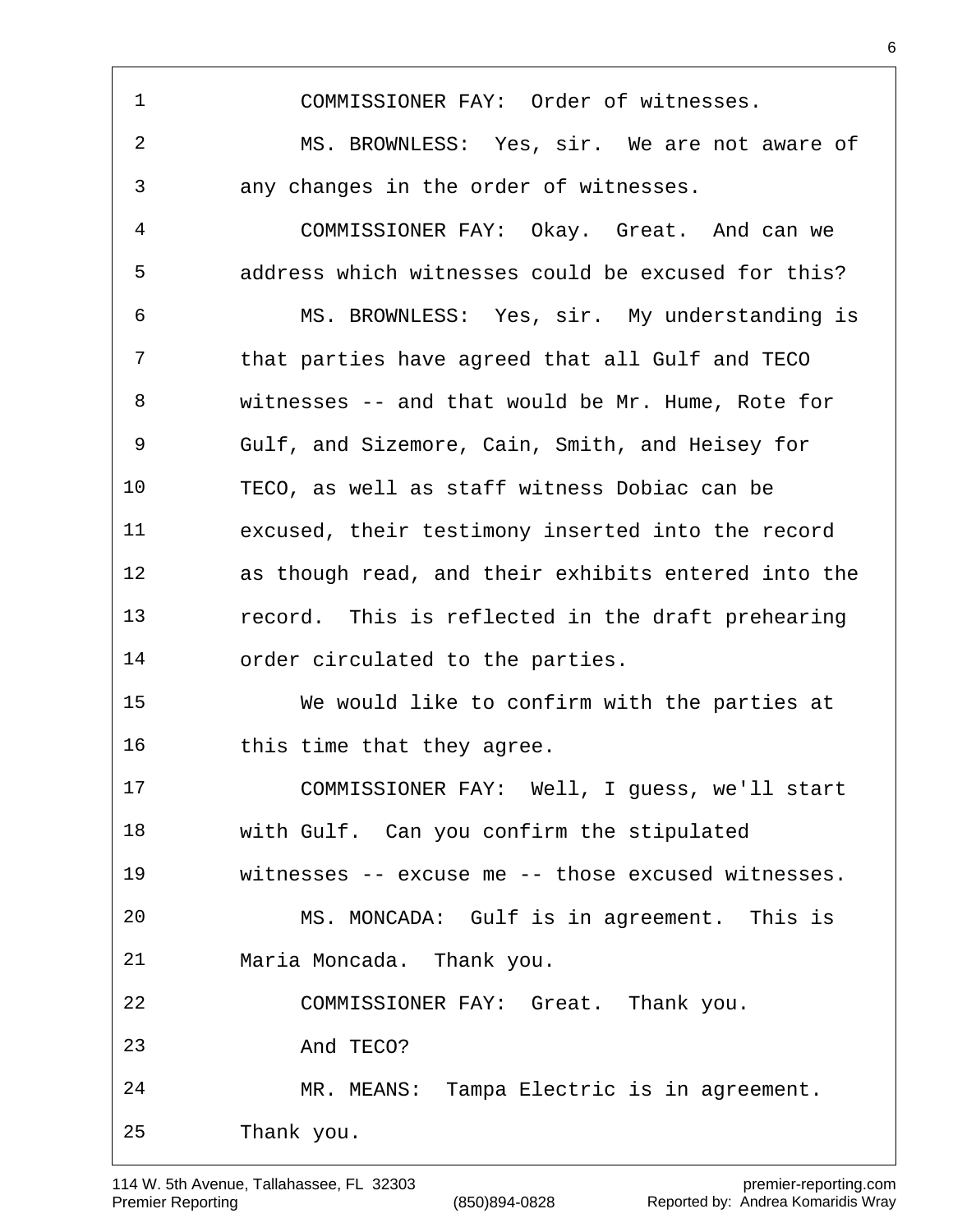COMMISSIONER FAY: Order of witnesses.

MS. BROWNLESS: Yes, sir. We are not aware of any changes in the order of witnesses.

COMMISSIONER FAY: Okay. Great. And can we address which witnesses could be excused for this?

MS. BROWNLESS: Yes, sir. My understanding is that parties have agreed that all Gulf and TECO witnesses -- and that would be Mr. Hume, Rote for Gulf, and Sizemore, Cain, Smith, and Heisey for TECO, as well as staff witness Dobiac can be excused, their testimony inserted into the record as though read, and their exhibits entered into the record. This is reflected in the draft prehearing order circulated to the parties.

We would like to confirm with the parties at this time that they agree.

COMMISSIONER FAY: Well, I guess, we'll start with Gulf. Can you confirm the stipulated witnesses -- excuse me -- those excused witnesses.

MS. MONCADA: Gulf is in agreement. This is Maria Moncada. Thank you.

COMMISSIONER FAY: Great. Thank you.

And TECO?

MR. MEANS: Tampa Electric is in agreement. Thank you.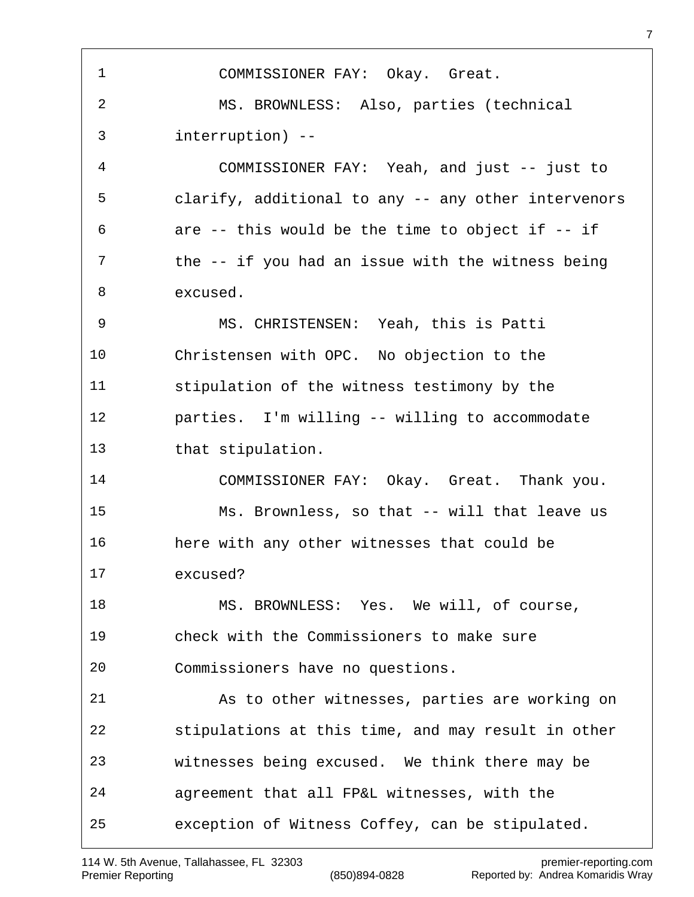1 COMMISSIONER FAY: Okay. Great.

2 MS. BROWNLESS: Also, parties (technical

3 interruption) --

4 COMMISSIONER FAY: Yeah, and just -- just to

5 clarify, additional to any -- any other intervenors

6 are -- this would be the time to object if -- if

7 the -- if you had an issue with the witness being

8 excused.

9 MS. CHRISTENSEN: Yeah, this is Patti

10 Christensen with OPC. No objection to the

11 stipulation of the witness testimony by the

12 parties. I'm willing -- willing to accommodate

13 that stipulation.

14 COMMISSIONER FAY: Okay. Great. Thank you.

15 Ms. Brownless, so that -- will that leave us

16 here with any other witnesses that could be

17 excused?

18 MS. BROWNLESS: Yes. We will, of course,

19 check with the Commissioners to make sure

20 Commissioners have no questions.

21 As to other witnesses, parties are working on

22 stipulations at this time, and may result in other

23 witnesses being excused. We think there may be

24 agreement that all FP&L witnesses, with the

25 exception of Witness Coffey, can be stipulated.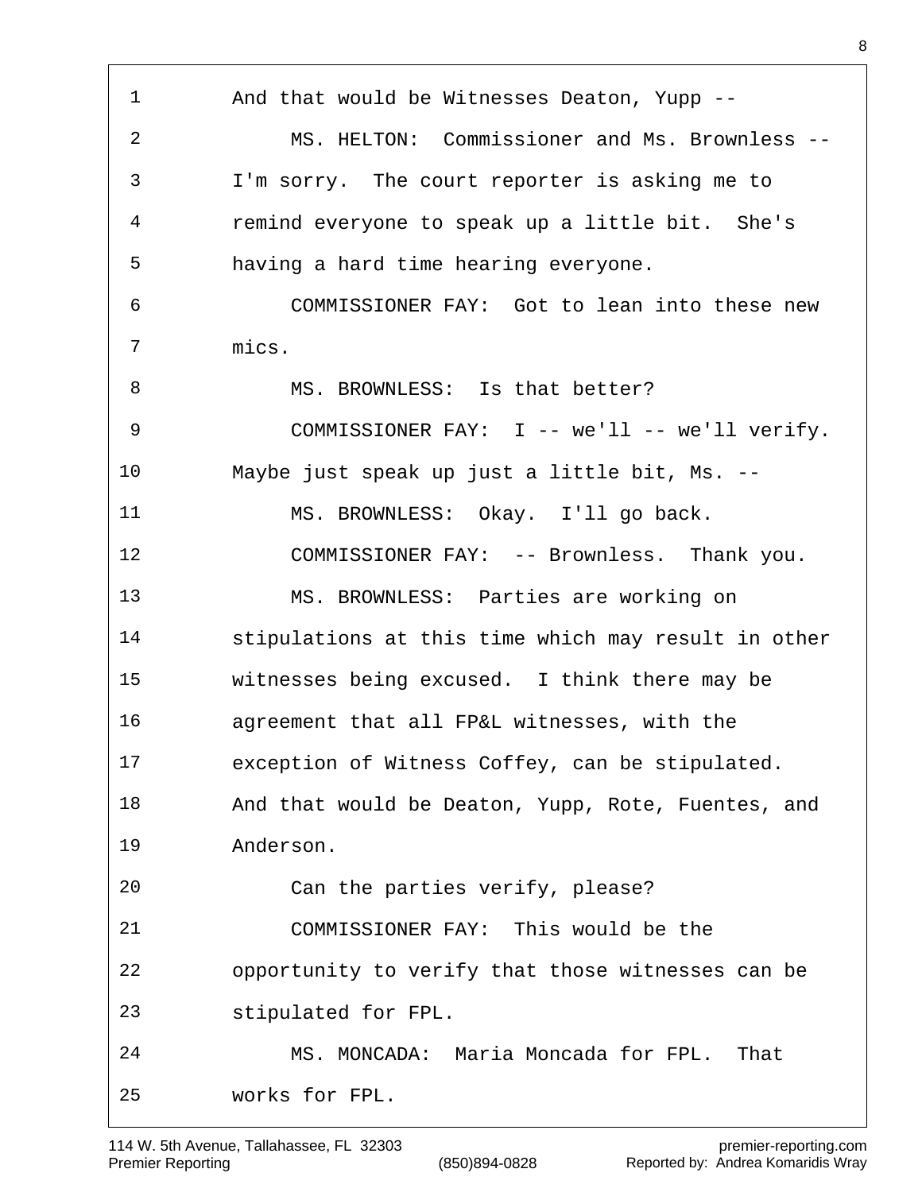And that would be Witnesses Deaton, Yupp --

MS. HELTON: Commissioner and Ms. Brownless -- I'm sorry. The court reporter is asking me to remind everyone to speak up a little bit. She's having a hard time hearing everyone.

COMMISSIONER FAY: Got to lean into these new mics.

MS. BROWNLESS: Is that better?

COMMISSIONER FAY: I -- we'll -- we'll verify. Maybe just speak up just a little bit, Ms. --

MS. BROWNLESS: Okay. I'll go back.

COMMISSIONER FAY: -- Brownless. Thank you.

MS. BROWNLESS: Parties are working on stipulations at this time which may result in other witnesses being excused. I think there may be agreement that all FP&L witnesses, with the exception of Witness Coffey, can be stipulated. And that would be Deaton, Yupp, Rote, Fuentes, and Anderson.

Can the parties verify, please?

COMMISSIONER FAY: This would be the opportunity to verify that those witnesses can be stipulated for FPL.

MS. MONCADA: Maria Moncada for FPL. That works for FPL.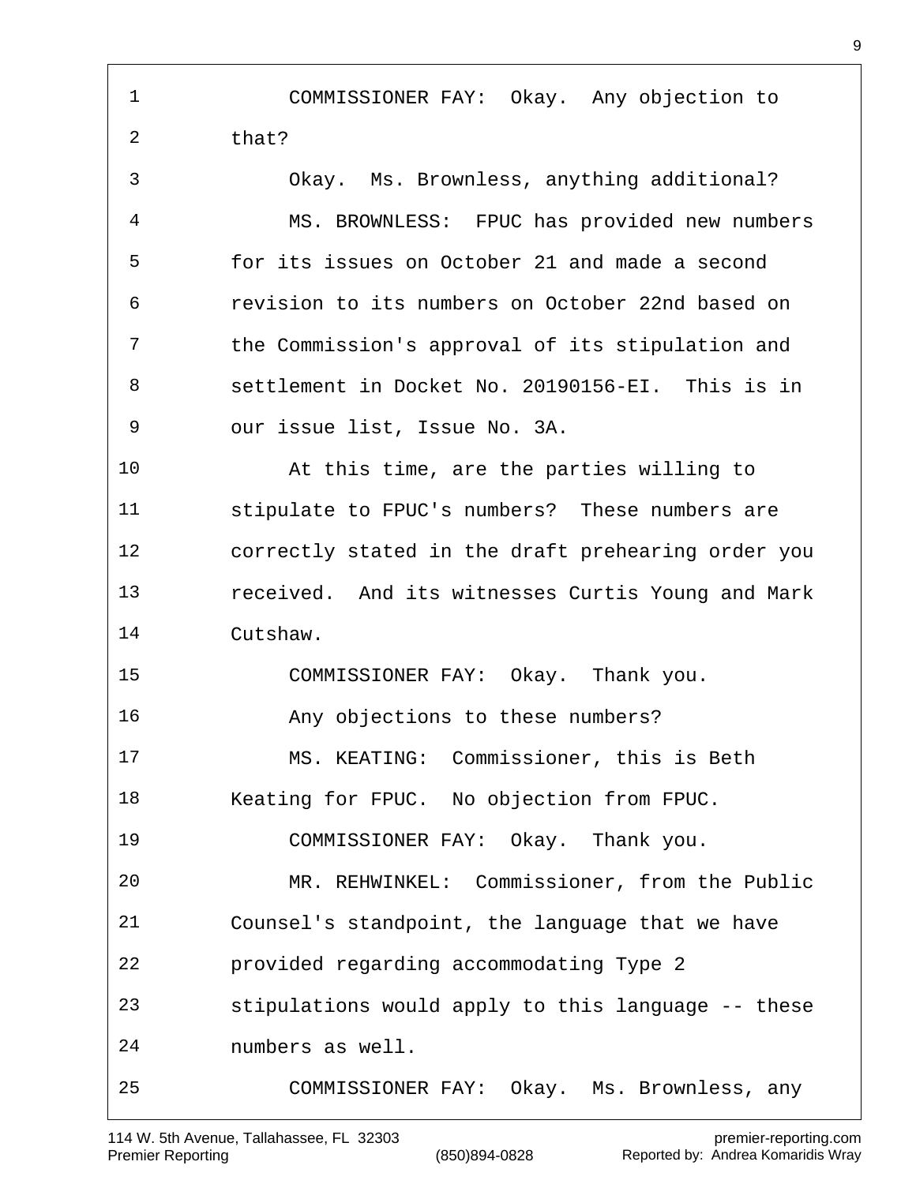COMMISSIONER FAY: Okay. Any objection to that?

Okay. Ms. Brownless, anything additional?

MS. BROWNLESS: FPUC has provided new numbers for its issues on October 21 and made a second revision to its numbers on October 22nd based on the Commission's approval of its stipulation and settlement in Docket No. 20190156-EI. This is in our issue list, Issue No. 3A.

At this time, are the parties willing to stipulate to FPUC's numbers? These numbers are correctly stated in the draft prehearing order you received. And its witnesses Curtis Young and Mark Cutshaw.

COMMISSIONER FAY: Okay. Thank you.

Any objections to these numbers?

MS. KEATING: Commissioner, this is Beth Keating for FPUC. No objection from FPUC.

COMMISSIONER FAY: Okay. Thank you.

MR. REHWINKEL: Commissioner, from the Public Counsel's standpoint, the language that we have provided regarding accommodating Type 2 stipulations would apply to this language -- these numbers as well.

COMMISSIONER FAY: Okay. Ms. Brownless, any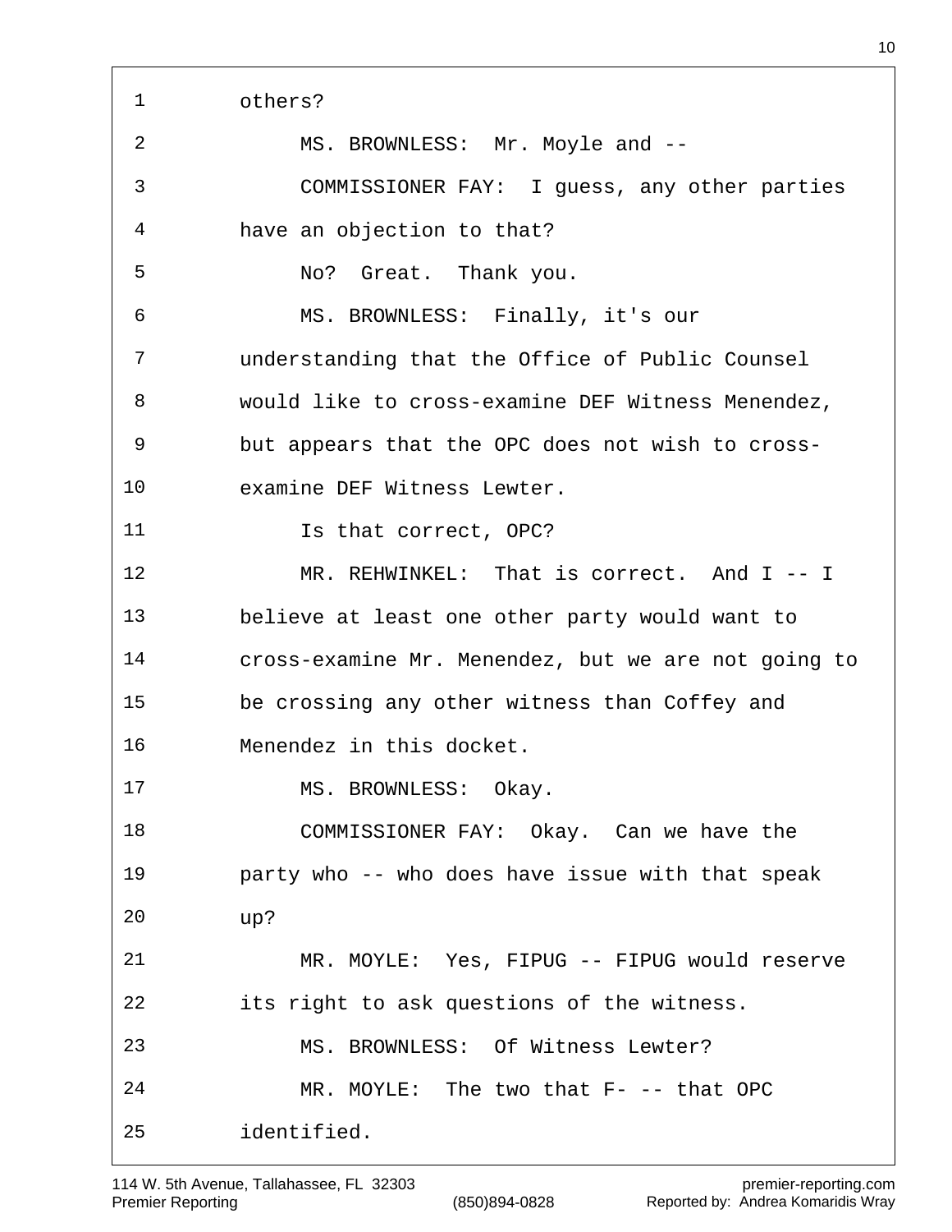1 others?

2 MS. BROWNLESS: Mr. Moyle and --

3 COMMISSIONER FAY: I guess, any other parties

4 have an objection to that?

5 No? Great. Thank you.

6 MS. BROWNLESS: Finally, it's our

7 understanding that the Office of Public Counsel

8 would like to cross-examine DEF Witness Menendez,

9 but appears that the OPC does not wish to cross-

10 examine DEF Witness Lewter.

11 Is that correct, OPC?

12 MR. REHWINKEL: That is correct. And I -- I

13 believe at least one other party would want to

14 cross-examine Mr. Menendez, but we are not going to

15 be crossing any other witness than Coffey and

16 Menendez in this docket.

17 MS. BROWNLESS: Okay.

18 COMMISSIONER FAY: Okay. Can we have the

19 party who -- who does have issue with that speak

20 up?

21 MR. MOYLE: Yes, FIPUG -- FIPUG would reserve

22 its right to ask questions of the witness.

23 MS. BROWNLESS: Of Witness Lewter?

24 MR. MOYLE: The two that F- -- that OPC

25 identified.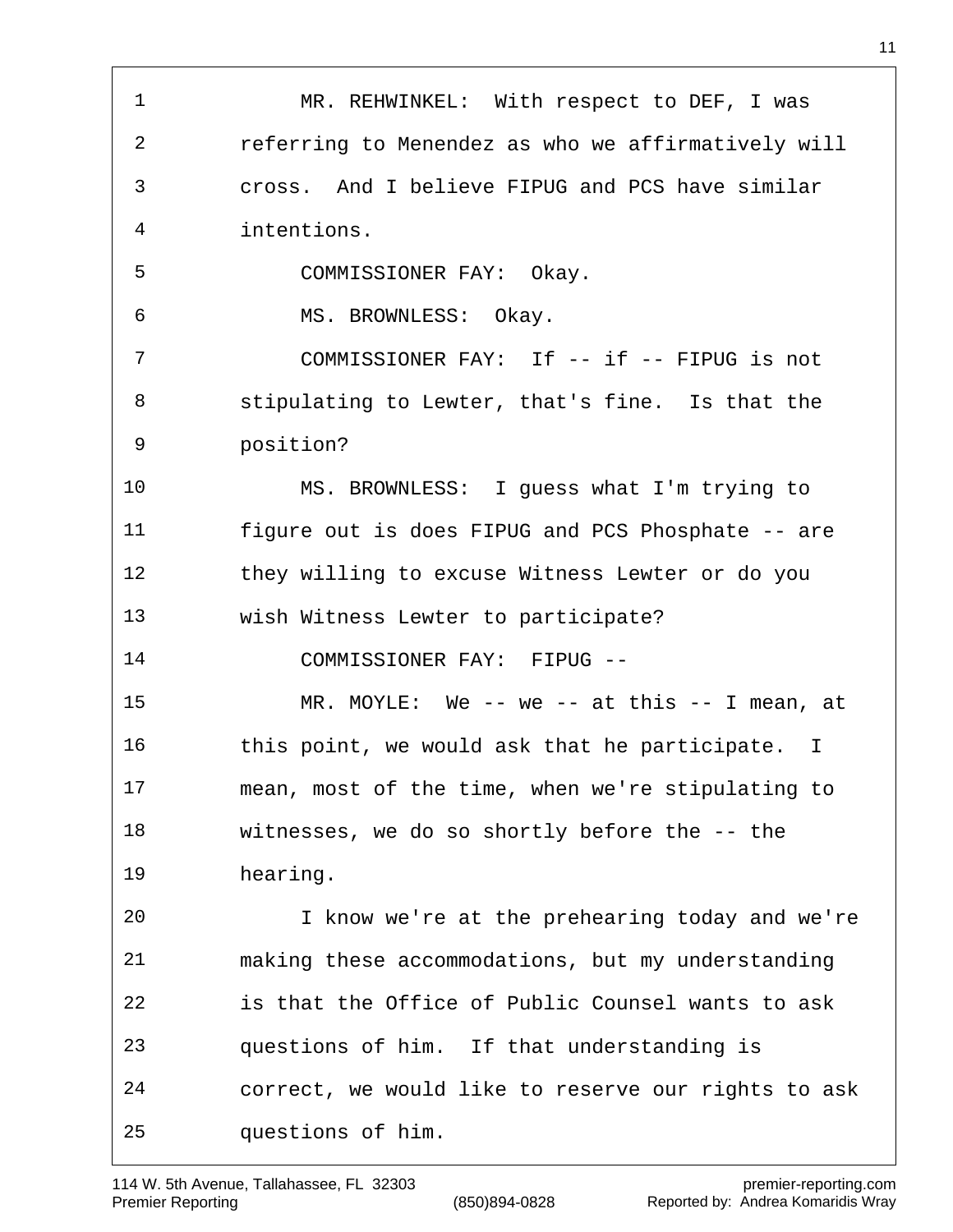MR. REHWINKEL: With respect to DEF, I was referring to Menendez as who we affirmatively will cross. And I believe FIPUG and PCS have similar intentions.

COMMISSIONER FAY: Okay.

MS. BROWNLESS: Okay.

COMMISSIONER FAY: If -- if -- FIPUG is not stipulating to Lewter, that's fine. Is that the position?

MS. BROWNLESS: I guess what I'm trying to figure out is does FIPUG and PCS Phosphate -- are they willing to excuse Witness Lewter or do you wish Witness Lewter to participate?

COMMISSIONER FAY: FIPUG --

MR. MOYLE: We -- we -- at this -- I mean, at this point, we would ask that he participate. I mean, most of the time, when we're stipulating to witnesses, we do so shortly before the -- the hearing.

I know we're at the prehearing today and we're making these accommodations, but my understanding is that the Office of Public Counsel wants to ask questions of him. If that understanding is correct, we would like to reserve our rights to ask questions of him.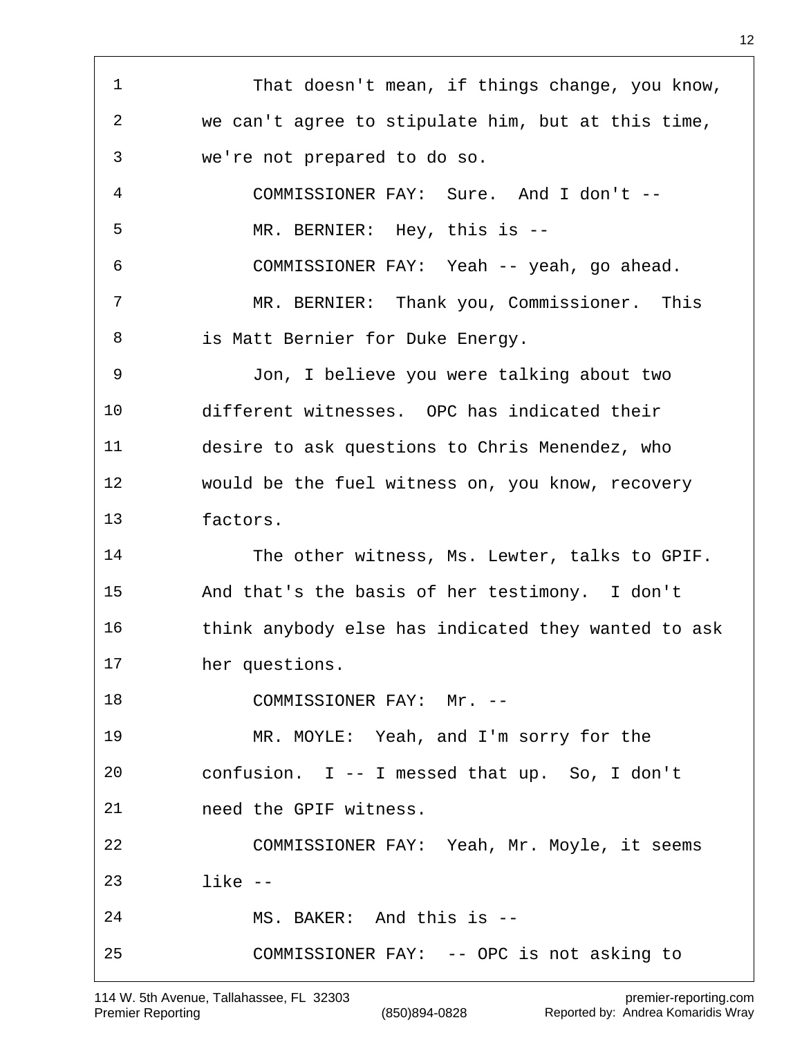That doesn't mean, if things change, you know, we can't agree to stipulate him, but at this time, we're not prepared to do so.

COMMISSIONER FAY: Sure. And I don't --

MR. BERNIER: Hey, this is --

COMMISSIONER FAY: Yeah -- yeah, go ahead.

MR. BERNIER: Thank you, Commissioner. This is Matt Bernier for Duke Energy.

Jon, I believe you were talking about two different witnesses. OPC has indicated their desire to ask questions to Chris Menendez, who would be the fuel witness on, you know, recovery factors.

The other witness, Ms. Lewter, talks to GPIF. And that's the basis of her testimony. I don't think anybody else has indicated they wanted to ask her questions.

COMMISSIONER FAY: Mr. --

MR. MOYLE: Yeah, and I'm sorry for the confusion. I -- I messed that up. So, I don't need the GPIF witness.

COMMISSIONER FAY: Yeah, Mr. Moyle, it seems like --

MS. BAKER: And this is --

COMMISSIONER FAY: -- OPC is not asking to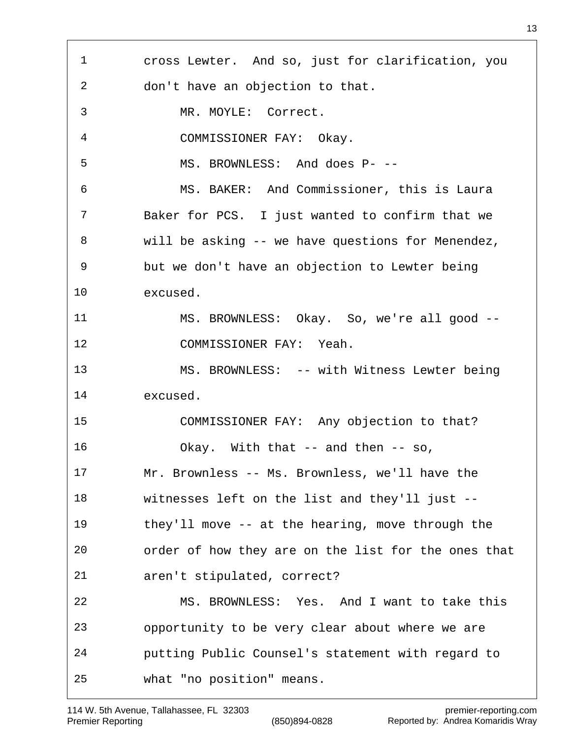1 cross Lewter. And so, just for clarification, you
2 don't have an objection to that.
3 MR. MOYLE: Correct.
4 COMMISSIONER FAY: Okay.
5 MS. BROWNLESS: And does P- --
6 MS. BAKER: And Commissioner, this is Laura
7 Baker for PCS. I just wanted to confirm that we
8 will be asking -- we have questions for Menendez,
9 but we don't have an objection to Lewter being
10 excused.
11 MS. BROWNLESS: Okay. So, we're all good --
12 COMMISSIONER FAY: Yeah.
13 MS. BROWNLESS: -- with Witness Lewter being
14 excused.
15 COMMISSIONER FAY: Any objection to that?
16 Okay. With that -- and then -- so,
17 Mr. Brownless -- Ms. Brownless, we'll have the
18 witnesses left on the list and they'll just --
19 they'll move -- at the hearing, move through the
20 order of how they are on the list for the ones that
21 aren't stipulated, correct?
22 MS. BROWNLESS: Yes. And I want to take this
23 opportunity to be very clear about where we are
24 putting Public Counsel's statement with regard to
25 what "no position" means.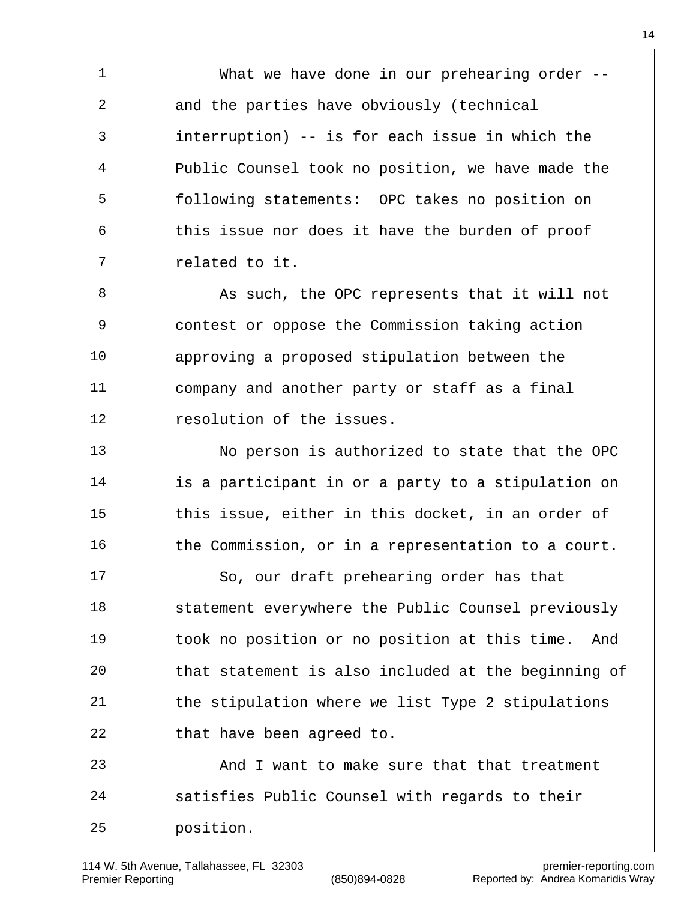What we have done in our prehearing order -- and the parties have obviously (technical interruption) -- is for each issue in which the Public Counsel took no position, we have made the following statements: OPC takes no position on this issue nor does it have the burden of proof related to it.

As such, the OPC represents that it will not contest or oppose the Commission taking action approving a proposed stipulation between the company and another party or staff as a final resolution of the issues.

No person is authorized to state that the OPC is a participant in or a party to a stipulation on this issue, either in this docket, in an order of the Commission, or in a representation to a court.

So, our draft prehearing order has that statement everywhere the Public Counsel previously took no position or no position at this time. And that statement is also included at the beginning of the stipulation where we list Type 2 stipulations that have been agreed to.

And I want to make sure that that treatment satisfies Public Counsel with regards to their position.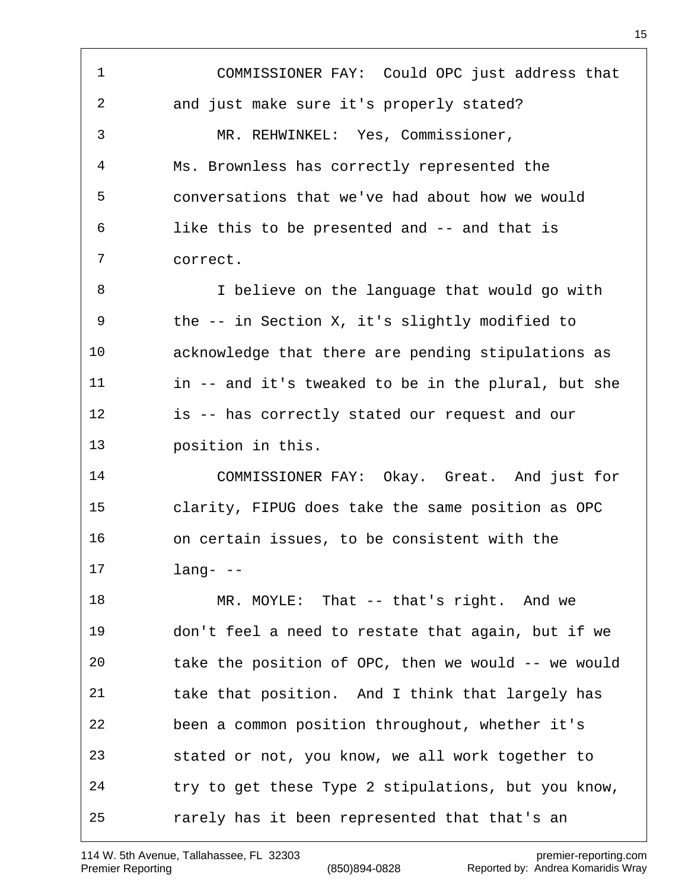COMMISSIONER FAY: Could OPC just address that and just make sure it's properly stated?

MR. REHWINKEL: Yes, Commissioner, Ms. Brownless has correctly represented the conversations that we've had about how we would like this to be presented and -- and that is correct.

I believe on the language that would go with the -- in Section X, it's slightly modified to acknowledge that there are pending stipulations as in -- and it's tweaked to be in the plural, but she is -- has correctly stated our request and our position in this.

COMMISSIONER FAY: Okay. Great. And just for clarity, FIPUG does take the same position as OPC on certain issues, to be consistent with the lang- --

MR. MOYLE: That -- that's right. And we don't feel a need to restate that again, but if we take the position of OPC, then we would -- we would take that position. And I think that largely has been a common position throughout, whether it's stated or not, you know, we all work together to try to get these Type 2 stipulations, but you know, rarely has it been represented that that's an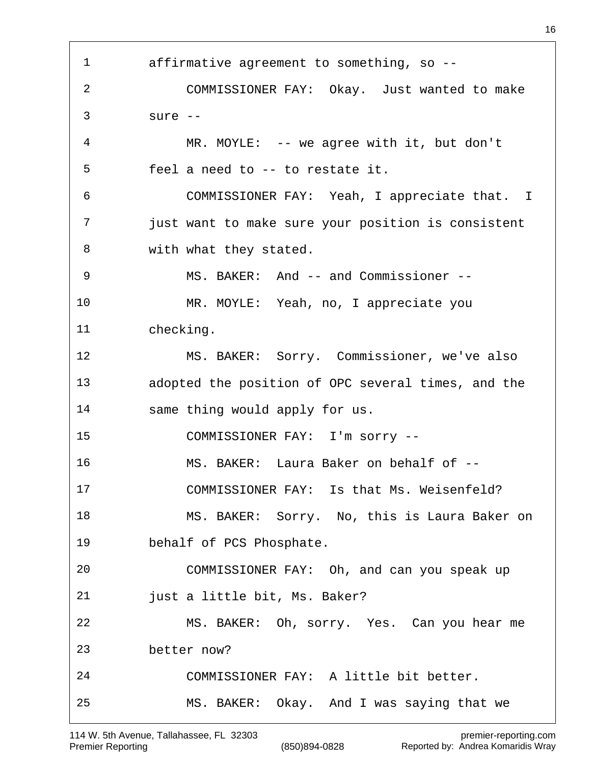1 affirmative agreement to something, so --

2 COMMISSIONER FAY: Okay. Just wanted to make

3 sure --

4 MR. MOYLE: -- we agree with it, but don't

5 feel a need to -- to restate it.

6 COMMISSIONER FAY: Yeah, I appreciate that. I

7 just want to make sure your position is consistent

8 with what they stated.

9 MS. BAKER: And -- and Commissioner --

10 MR. MOYLE: Yeah, no, I appreciate you

11 checking.

12 MS. BAKER: Sorry. Commissioner, we've also

13 adopted the position of OPC several times, and the

14 same thing would apply for us.

15 COMMISSIONER FAY: I'm sorry --

16 MS. BAKER: Laura Baker on behalf of --

17 COMMISSIONER FAY: Is that Ms. Weisenfeld?

18 MS. BAKER: Sorry. No, this is Laura Baker on

19 behalf of PCS Phosphate.

20 COMMISSIONER FAY: Oh, and can you speak up

21 just a little bit, Ms. Baker?

22 MS. BAKER: Oh, sorry. Yes. Can you hear me

23 better now?

24 COMMISSIONER FAY: A little bit better.

25 MS. BAKER: Okay. And I was saying that we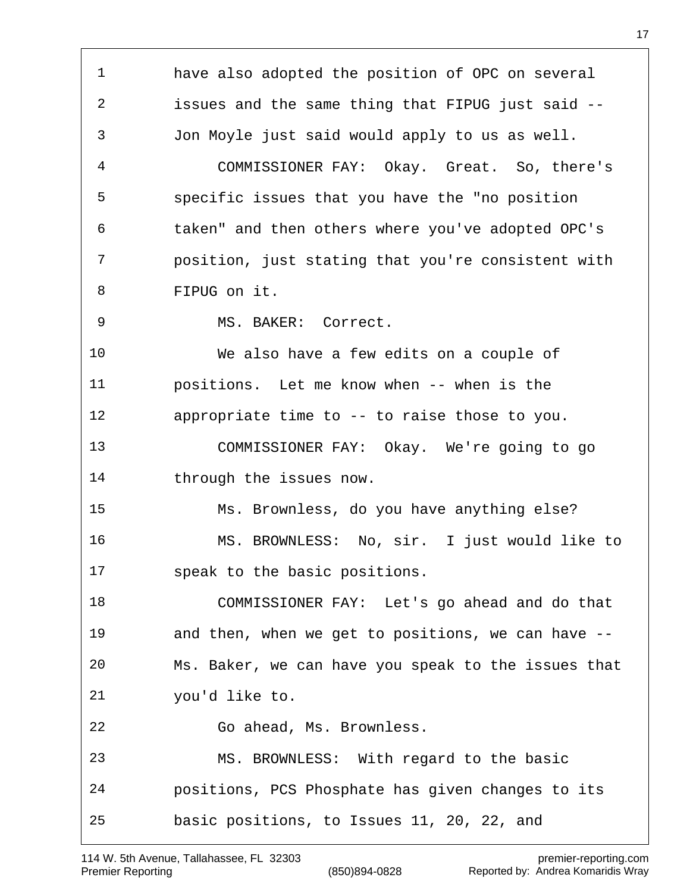have also adopted the position of OPC on several issues and the same thing that FIPUG just said -- Jon Moyle just said would apply to us as well.

COMMISSIONER FAY: Okay. Great. So, there's specific issues that you have the "no position taken" and then others where you've adopted OPC's position, just stating that you're consistent with FIPUG on it.

MS. BAKER: Correct.

We also have a few edits on a couple of positions. Let me know when -- when is the appropriate time to -- to raise those to you.

COMMISSIONER FAY: Okay. We're going to go through the issues now.

Ms. Brownless, do you have anything else?

MS. BROWNLESS: No, sir. I just would like to speak to the basic positions.

COMMISSIONER FAY: Let's go ahead and do that and then, when we get to positions, we can have -- Ms. Baker, we can have you speak to the issues that you'd like to.

Go ahead, Ms. Brownless.

MS. BROWNLESS: With regard to the basic positions, PCS Phosphate has given changes to its basic positions, to Issues 11, 20, 22, and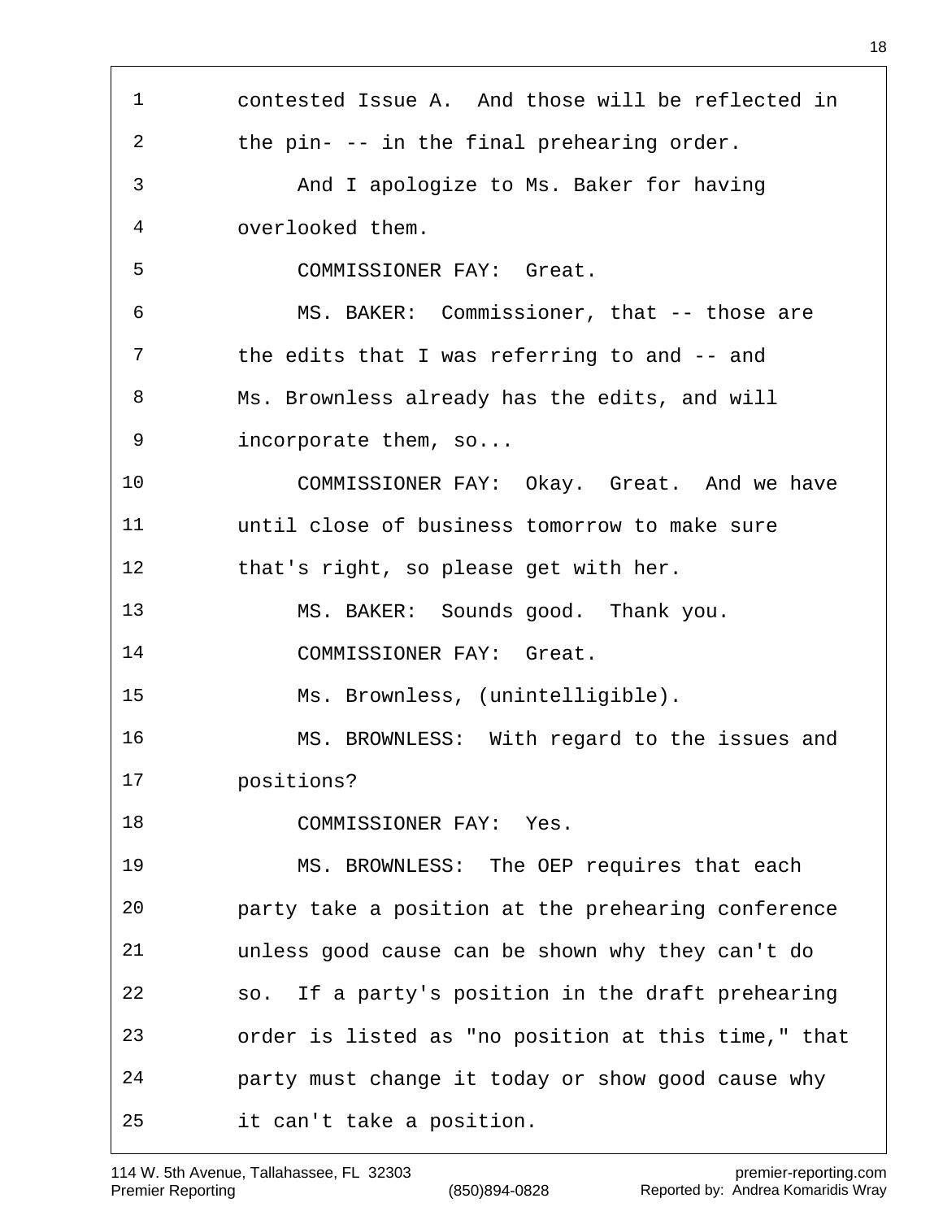contested Issue A. And those will be reflected in the pin- -- in the final prehearing order.

And I apologize to Ms. Baker for having overlooked them.

COMMISSIONER FAY: Great.

MS. BAKER: Commissioner, that -- those are the edits that I was referring to and -- and Ms. Brownless already has the edits, and will incorporate them, so...

COMMISSIONER FAY: Okay. Great. And we have until close of business tomorrow to make sure that's right, so please get with her.

MS. BAKER: Sounds good. Thank you.

COMMISSIONER FAY: Great.

Ms. Brownless, (unintelligible).

MS. BROWNLESS: With regard to the issues and positions?

COMMISSIONER FAY: Yes.

MS. BROWNLESS: The OEP requires that each party take a position at the prehearing conference unless good cause can be shown why they can't do so. If a party's position in the draft prehearing order is listed as "no position at this time," that party must change it today or show good cause why it can't take a position.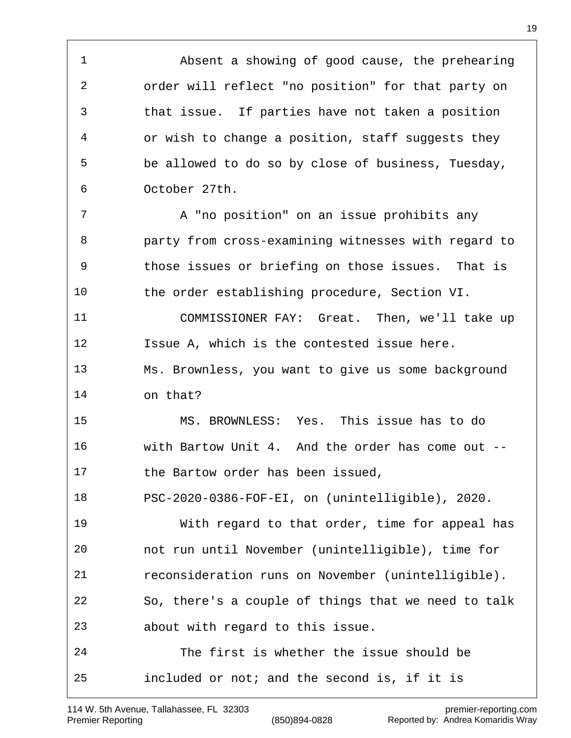Absent a showing of good cause, the prehearing order will reflect "no position" for that party on that issue. If parties have not taken a position or wish to change a position, staff suggests they be allowed to do so by close of business, Tuesday, October 27th.

A "no position" on an issue prohibits any party from cross-examining witnesses with regard to those issues or briefing on those issues. That is the order establishing procedure, Section VI.

COMMISSIONER FAY: Great. Then, we'll take up Issue A, which is the contested issue here. Ms. Brownless, you want to give us some background on that?

MS. BROWNLESS: Yes. This issue has to do with Bartow Unit 4. And the order has come out -- the Bartow order has been issued, PSC-2020-0386-FOF-EI, on (unintelligible), 2020.

With regard to that order, time for appeal has not run until November (unintelligible), time for reconsideration runs on November (unintelligible). So, there's a couple of things that we need to talk about with regard to this issue.

The first is whether the issue should be included or not; and the second is, if it is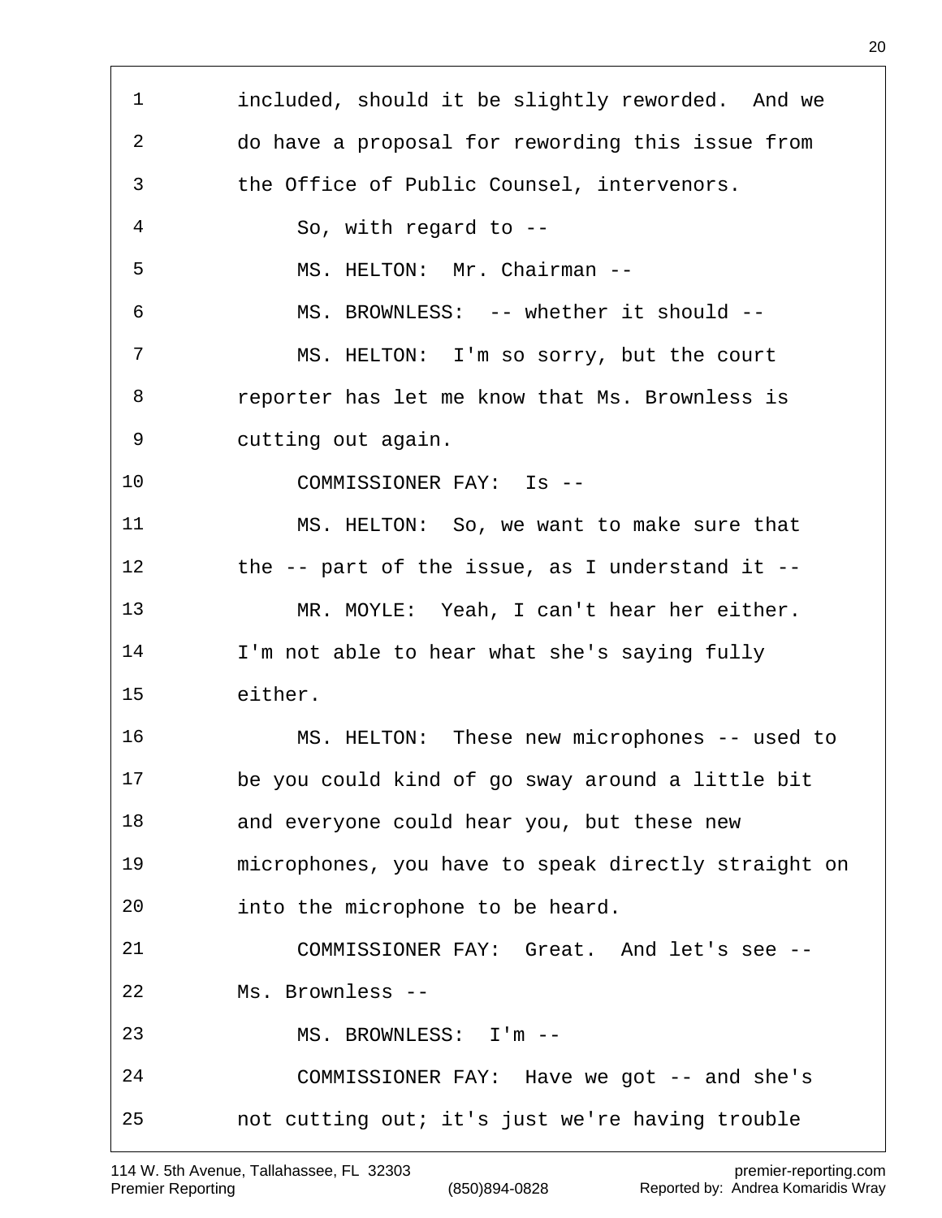included, should it be slightly reworded. And we do have a proposal for rewording this issue from the Office of Public Counsel, intervenors.

So, with regard to --

MS. HELTON: Mr. Chairman --

MS. BROWNLESS: -- whether it should --

MS. HELTON: I'm so sorry, but the court reporter has let me know that Ms. Brownless is cutting out again.

COMMISSIONER FAY: Is --

MS. HELTON: So, we want to make sure that the -- part of the issue, as I understand it --

MR. MOYLE: Yeah, I can't hear her either. I'm not able to hear what she's saying fully either.

MS. HELTON: These new microphones -- used to be you could kind of go sway around a little bit and everyone could hear you, but these new microphones, you have to speak directly straight on into the microphone to be heard.

COMMISSIONER FAY: Great. And let's see -- Ms. Brownless --

MS. BROWNLESS: I'm --

COMMISSIONER FAY: Have we got -- and she's not cutting out; it's just we're having trouble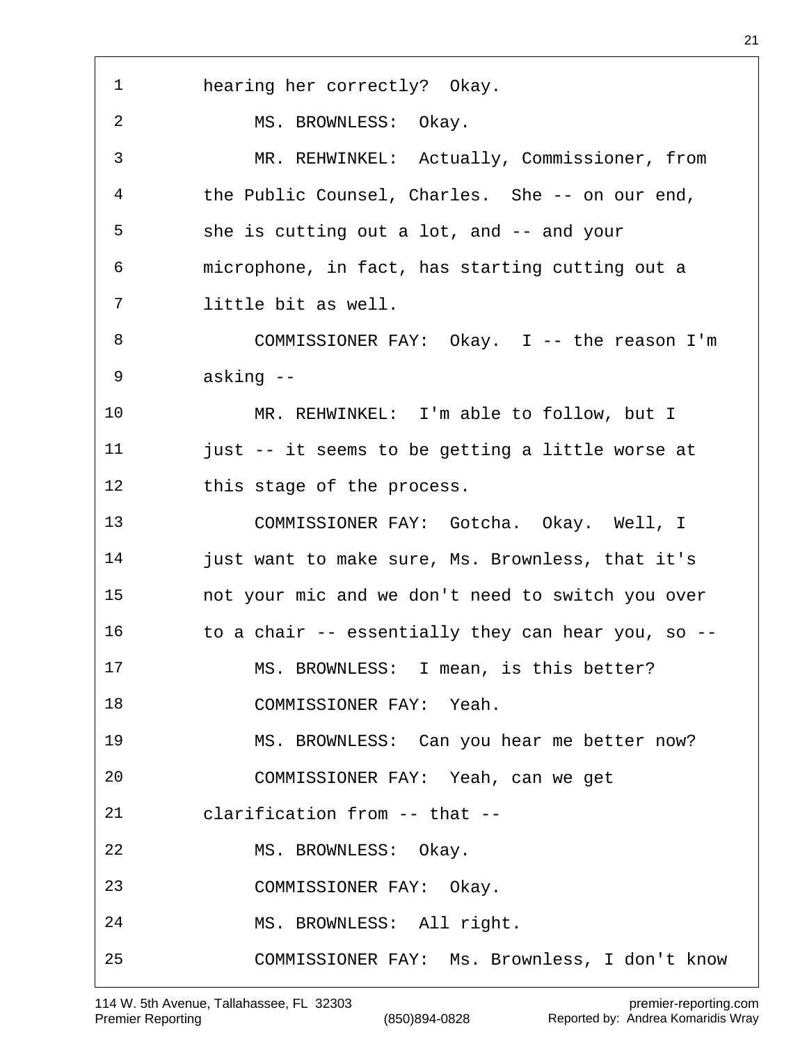1 hearing her correctly? Okay.

2 MS. BROWNLESS: Okay.

3 MR. REHWINKEL: Actually, Commissioner, from

4 the Public Counsel, Charles. She -- on our end,

5 she is cutting out a lot, and -- and your

6 microphone, in fact, has starting cutting out a

7 little bit as well.

8 COMMISSIONER FAY: Okay. I -- the reason I'm

9 asking --

10 MR. REHWINKEL: I'm able to follow, but I

11 just -- it seems to be getting a little worse at

12 this stage of the process.

13 COMMISSIONER FAY: Gotcha. Okay. Well, I

14 just want to make sure, Ms. Brownless, that it's

15 not your mic and we don't need to switch you over

16 to a chair -- essentially they can hear you, so --

17 MS. BROWNLESS: I mean, is this better?

18 COMMISSIONER FAY: Yeah.

19 MS. BROWNLESS: Can you hear me better now?

20 COMMISSIONER FAY: Yeah, can we get

21 clarification from -- that --

22 MS. BROWNLESS: Okay.

23 COMMISSIONER FAY: Okay.

24 MS. BROWNLESS: All right.

25 COMMISSIONER FAY: Ms. Brownless, I don't know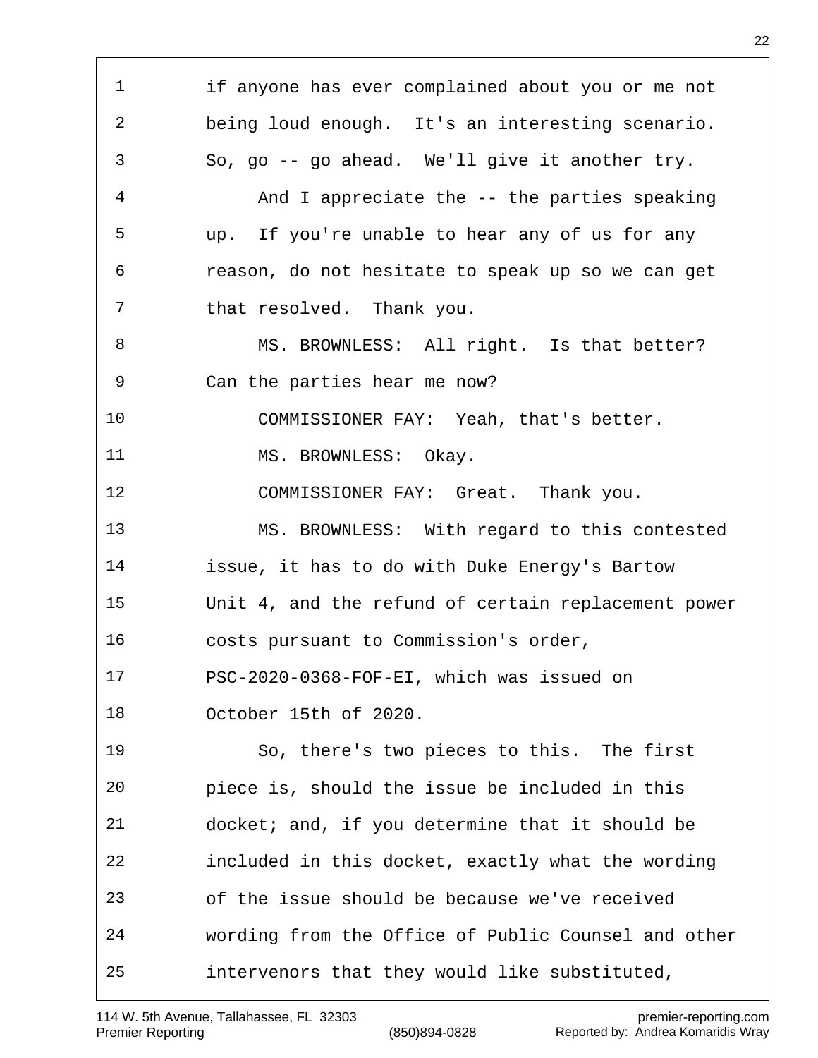if anyone has ever complained about you or me not being loud enough. It's an interesting scenario. So, go -- go ahead. We'll give it another try.

And I appreciate the -- the parties speaking up. If you're unable to hear any of us for any reason, do not hesitate to speak up so we can get that resolved. Thank you.

MS. BROWNLESS: All right. Is that better? Can the parties hear me now?

COMMISSIONER FAY: Yeah, that's better.

MS. BROWNLESS: Okay.

COMMISSIONER FAY: Great. Thank you.

MS. BROWNLESS: With regard to this contested issue, it has to do with Duke Energy's Bartow Unit 4, and the refund of certain replacement power costs pursuant to Commission's order, PSC-2020-0368-FOF-EI, which was issued on October 15th of 2020.

So, there's two pieces to this. The first piece is, should the issue be included in this docket; and, if you determine that it should be included in this docket, exactly what the wording of the issue should be because we've received wording from the Office of Public Counsel and other intervenors that they would like substituted,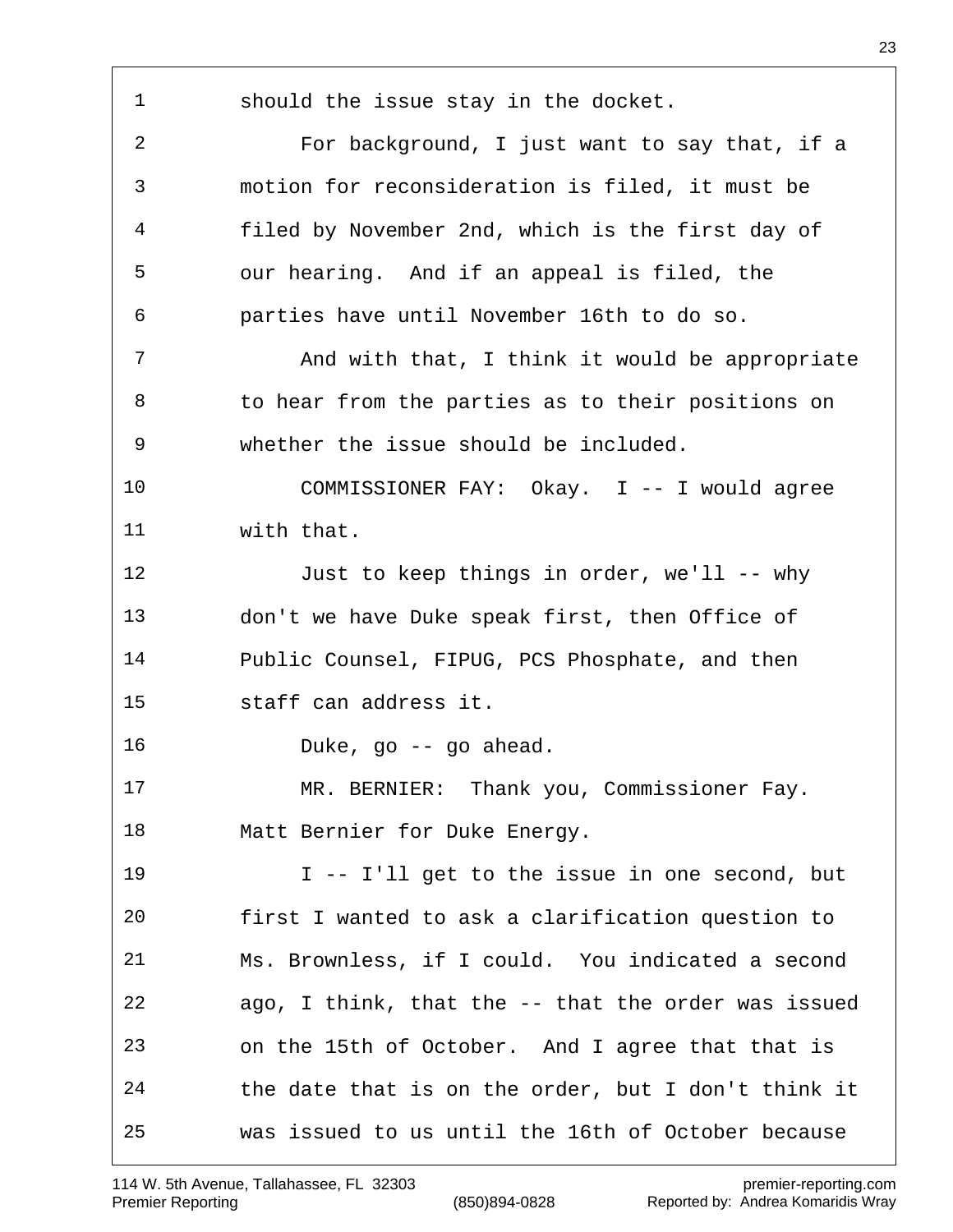should the issue stay in the docket.

For background, I just want to say that, if a motion for reconsideration is filed, it must be filed by November 2nd, which is the first day of our hearing. And if an appeal is filed, the parties have until November 16th to do so.

And with that, I think it would be appropriate to hear from the parties as to their positions on whether the issue should be included.

COMMISSIONER FAY: Okay. I -- I would agree with that.

Just to keep things in order, we'll -- why don't we have Duke speak first, then Office of Public Counsel, FIPUG, PCS Phosphate, and then staff can address it.

Duke, go -- go ahead.

MR. BERNIER: Thank you, Commissioner Fay. Matt Bernier for Duke Energy.

I -- I'll get to the issue in one second, but first I wanted to ask a clarification question to Ms. Brownless, if I could. You indicated a second ago, I think, that the -- that the order was issued on the 15th of October. And I agree that that is the date that is on the order, but I don't think it was issued to us until the 16th of October because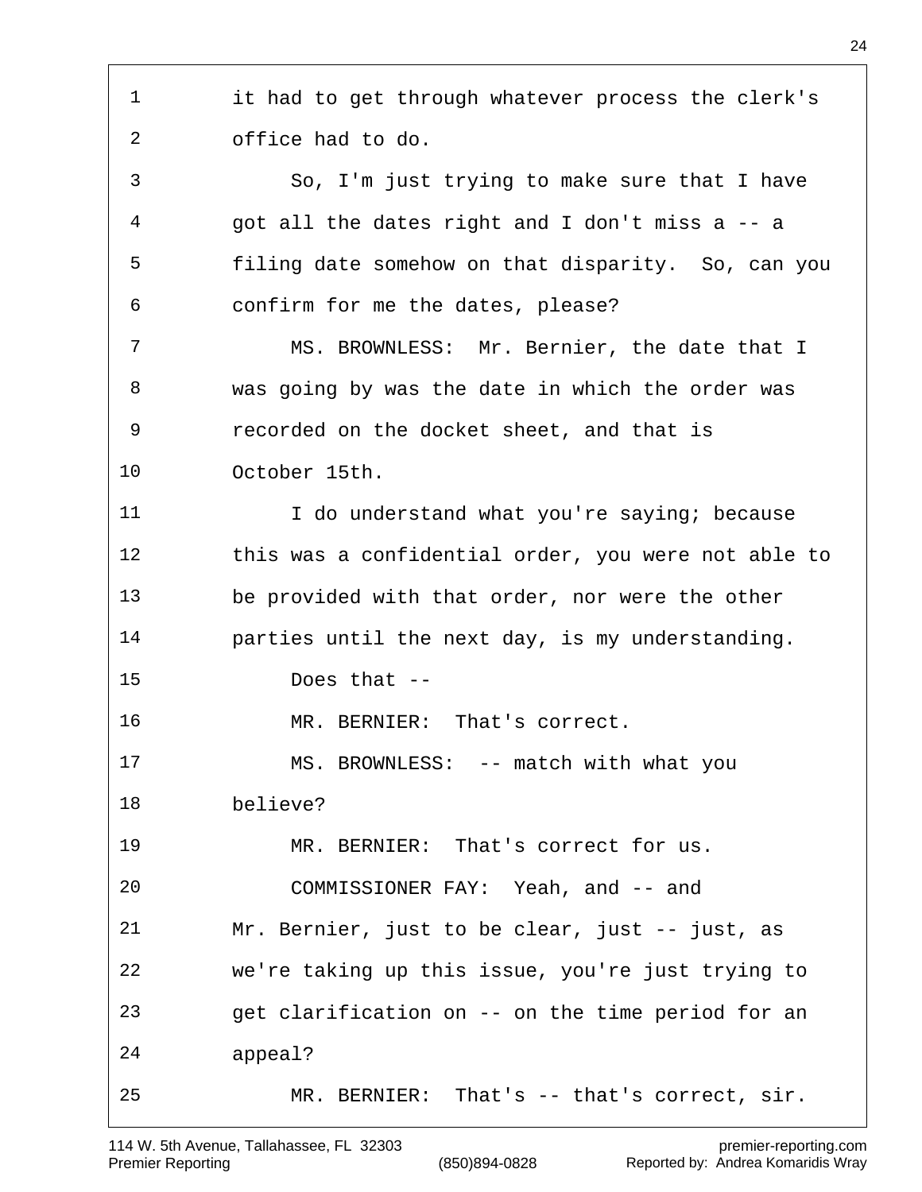it had to get through whatever process the clerk's office had to do.

So, I'm just trying to make sure that I have got all the dates right and I don't miss a -- a filing date somehow on that disparity. So, can you confirm for me the dates, please?

MS. BROWNLESS: Mr. Bernier, the date that I was going by was the date in which the order was recorded on the docket sheet, and that is October 15th.

I do understand what you're saying; because this was a confidential order, you were not able to be provided with that order, nor were the other parties until the next day, is my understanding.

Does that --

MR. BERNIER: That's correct.

MS. BROWNLESS: -- match with what you believe?

MR. BERNIER: That's correct for us.

COMMISSIONER FAY: Yeah, and -- and Mr. Bernier, just to be clear, just -- just, as we're taking up this issue, you're just trying to get clarification on -- on the time period for an appeal?

MR. BERNIER: That's -- that's correct, sir.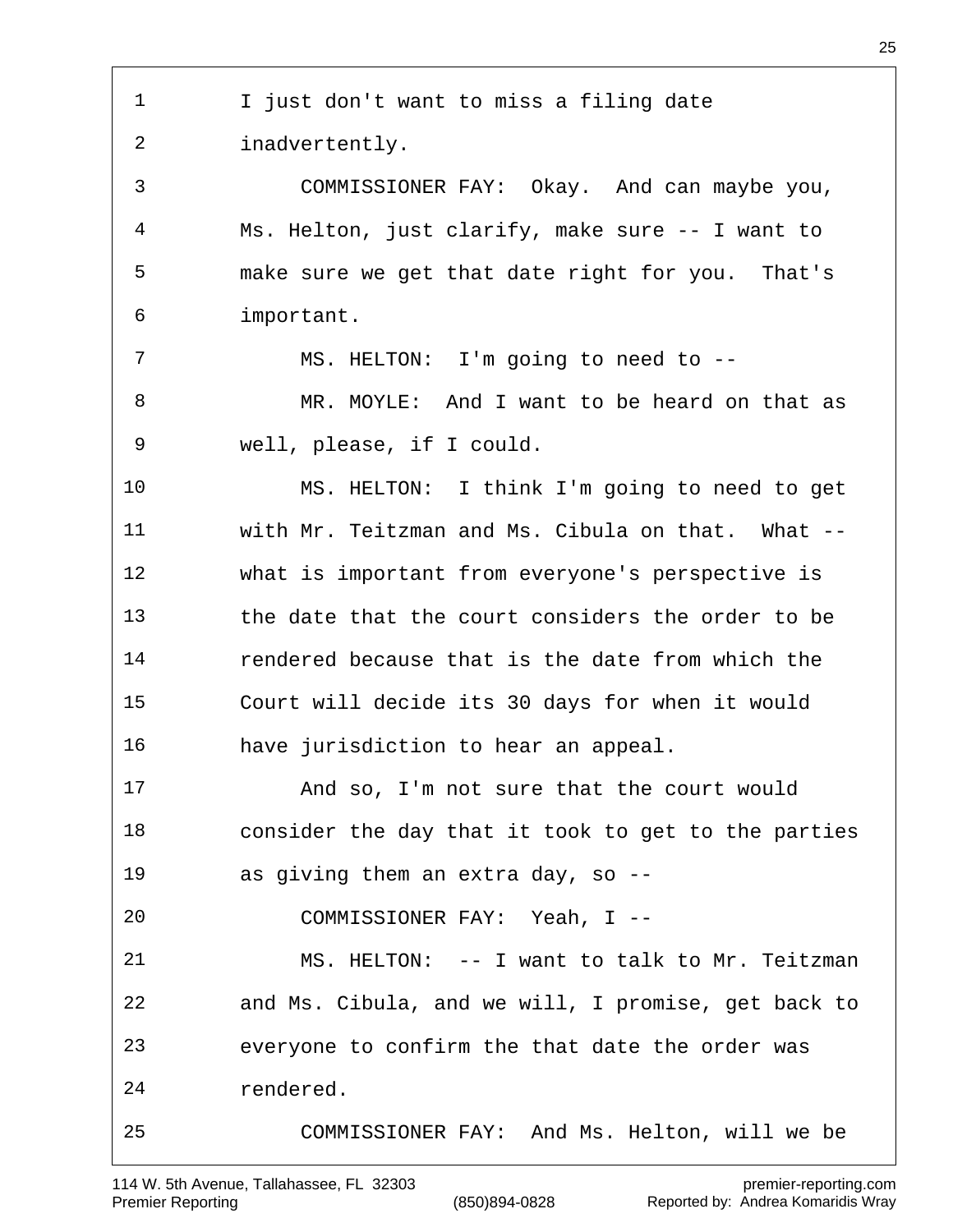1 I just don't want to miss a filing date
2 inadvertently.
3 COMMISSIONER FAY: Okay. And can maybe you,
4 Ms. Helton, just clarify, make sure -- I want to
5 make sure we get that date right for you. That's
6 important.
7 MS. HELTON: I'm going to need to --
8 MR. MOYLE: And I want to be heard on that as
9 well, please, if I could.
10 MS. HELTON: I think I'm going to need to get
11 with Mr. Teitzman and Ms. Cibula on that. What --
12 what is important from everyone's perspective is
13 the date that the court considers the order to be
14 rendered because that is the date from which the
15 Court will decide its 30 days for when it would
16 have jurisdiction to hear an appeal.
17 And so, I'm not sure that the court would
18 consider the day that it took to get to the parties
19 as giving them an extra day, so --
20 COMMISSIONER FAY: Yeah, I --
21 MS. HELTON: -- I want to talk to Mr. Teitzman
22 and Ms. Cibula, and we will, I promise, get back to
23 everyone to confirm the that date the order was
24 rendered.
25 COMMISSIONER FAY: And Ms. Helton, will we be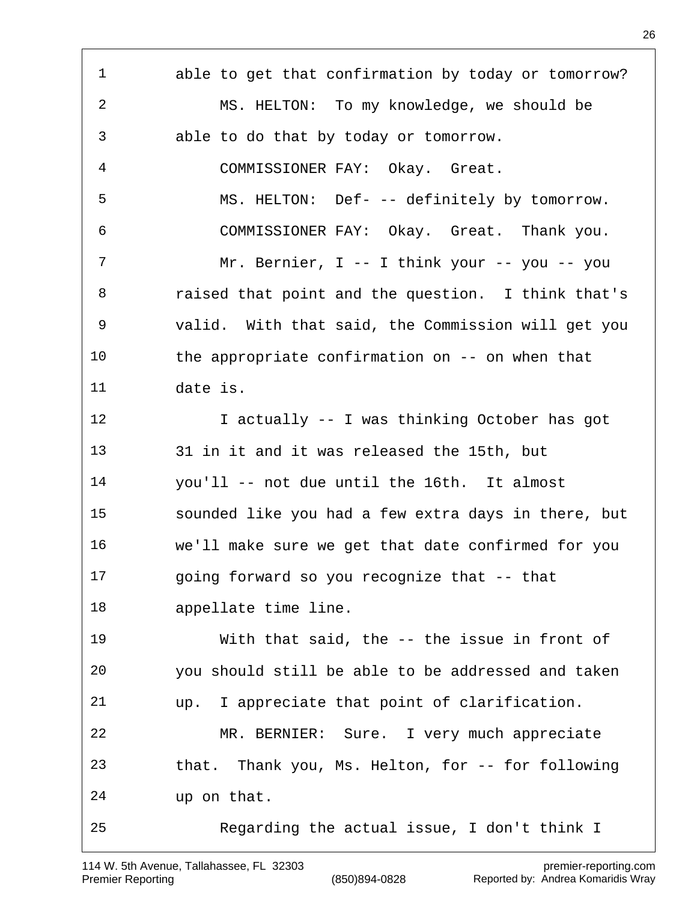able to get that confirmation by today or tomorrow?

MS. HELTON: To my knowledge, we should be able to do that by today or tomorrow.

COMMISSIONER FAY: Okay. Great.

MS. HELTON: Def- -- definitely by tomorrow.

COMMISSIONER FAY: Okay. Great. Thank you.

Mr. Bernier, I -- I think your -- you -- you raised that point and the question. I think that's valid. With that said, the Commission will get you the appropriate confirmation on -- on when that date is.

I actually -- I was thinking October has got 31 in it and it was released the 15th, but you'll -- not due until the 16th. It almost sounded like you had a few extra days in there, but we'll make sure we get that date confirmed for you going forward so you recognize that -- that appellate time line.

With that said, the -- the issue in front of you should still be able to be addressed and taken up. I appreciate that point of clarification.

MR. BERNIER: Sure. I very much appreciate that. Thank you, Ms. Helton, for -- for following up on that.

Regarding the actual issue, I don't think I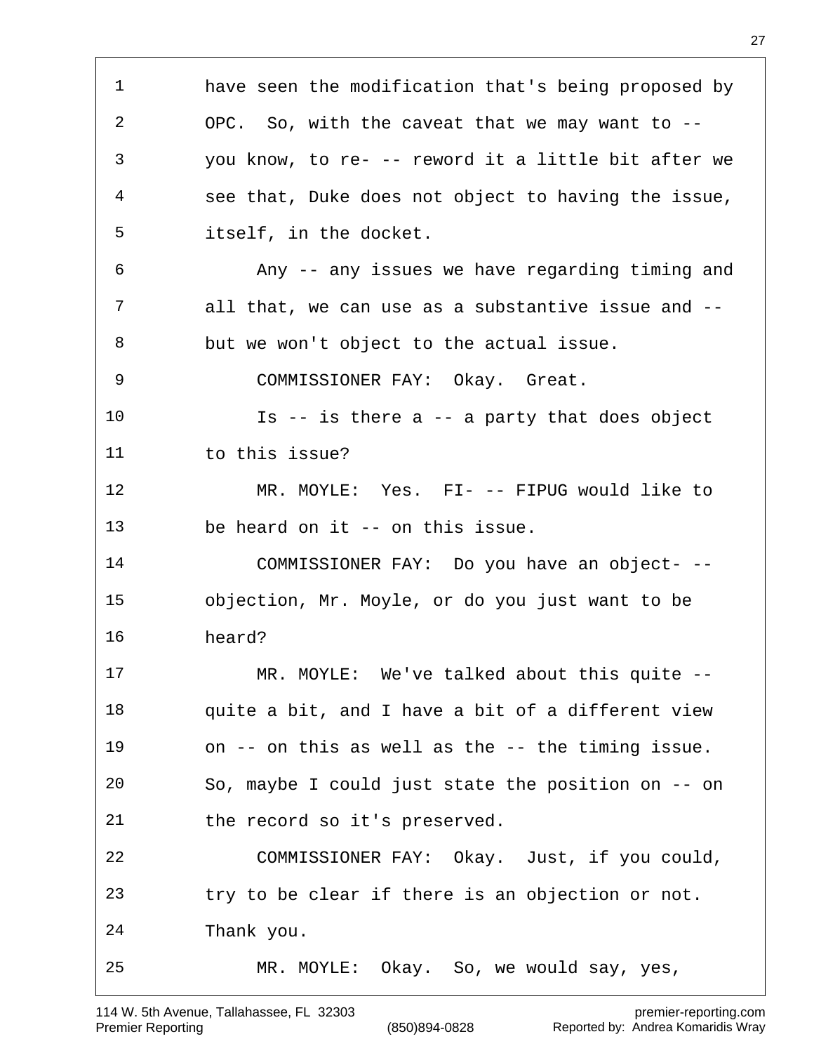1 have seen the modification that's being proposed by
2 OPC. So, with the caveat that we may want to --
3 you know, to re- -- reword it a little bit after we
4 see that, Duke does not object to having the issue,
5 itself, in the docket.
6 Any -- any issues we have regarding timing and
7 all that, we can use as a substantive issue and --
8 but we won't object to the actual issue.
9 COMMISSIONER FAY: Okay. Great.
10 Is -- is there a -- a party that does object
11 to this issue?
12 MR. MOYLE: Yes. FI- -- FIPUG would like to
13 be heard on it -- on this issue.
14 COMMISSIONER FAY: Do you have an object- --
15 objection, Mr. Moyle, or do you just want to be
16 heard?
17 MR. MOYLE: We've talked about this quite --
18 quite a bit, and I have a bit of a different view
19 on -- on this as well as the -- the timing issue.
20 So, maybe I could just state the position on -- on
21 the record so it's preserved.
22 COMMISSIONER FAY: Okay. Just, if you could,
23 try to be clear if there is an objection or not.
24 Thank you.
25 MR. MOYLE: Okay. So, we would say, yes,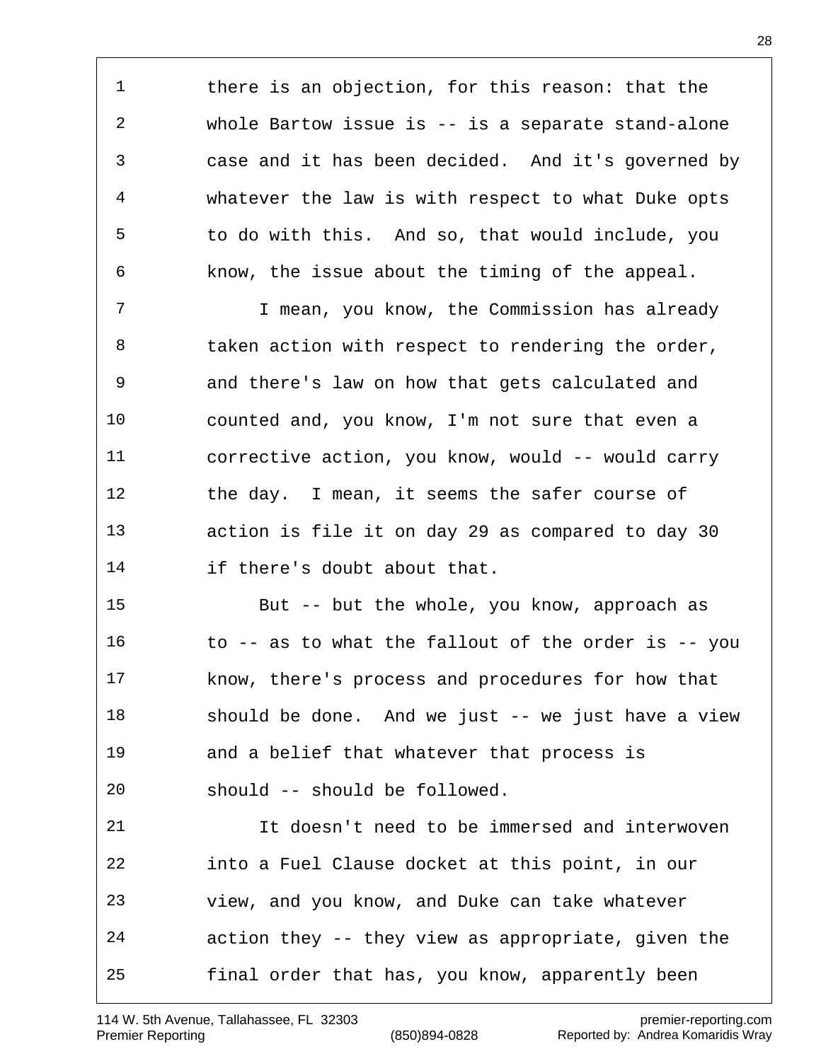there is an objection, for this reason: that the whole Bartow issue is -- is a separate stand-alone case and it has been decided. And it's governed by whatever the law is with respect to what Duke opts to do with this. And so, that would include, you know, the issue about the timing of the appeal.

I mean, you know, the Commission has already taken action with respect to rendering the order, and there's law on how that gets calculated and counted and, you know, I'm not sure that even a corrective action, you know, would -- would carry the day. I mean, it seems the safer course of action is file it on day 29 as compared to day 30 if there's doubt about that.

But -- but the whole, you know, approach as to -- as to what the fallout of the order is -- you know, there's process and procedures for how that should be done. And we just -- we just have a view and a belief that whatever that process is should -- should be followed.

It doesn't need to be immersed and interwoven into a Fuel Clause docket at this point, in our view, and you know, and Duke can take whatever action they -- they view as appropriate, given the final order that has, you know, apparently been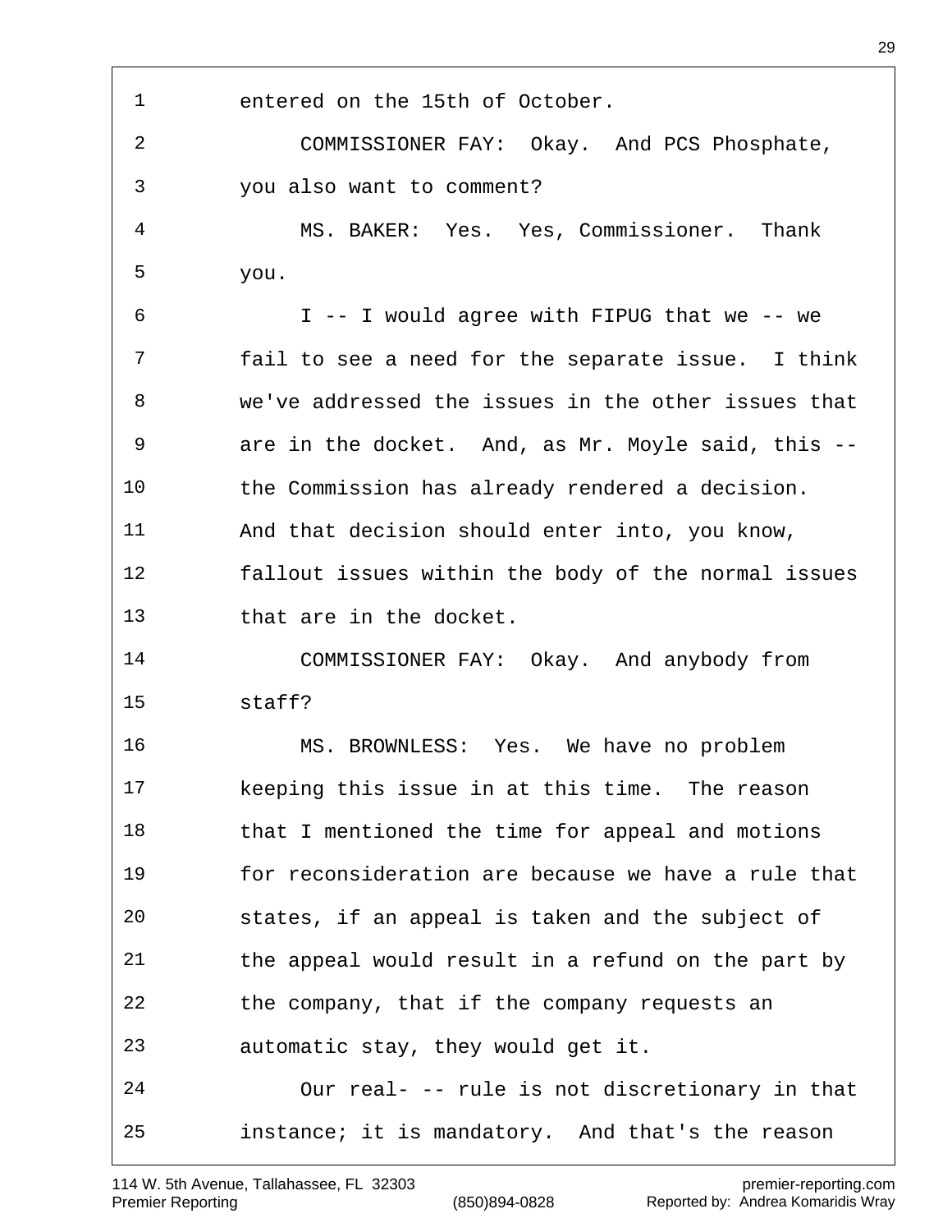1 entered on the 15th of October.

2 COMMISSIONER FAY: Okay. And PCS Phosphate,

3 you also want to comment?

4 MS. BAKER: Yes. Yes, Commissioner. Thank

5 you.

6 I -- I would agree with FIPUG that we -- we

7 fail to see a need for the separate issue. I think

8 we've addressed the issues in the other issues that

9 are in the docket. And, as Mr. Moyle said, this --

10 the Commission has already rendered a decision.

11 And that decision should enter into, you know,

12 fallout issues within the body of the normal issues

13 that are in the docket.

14 COMMISSIONER FAY: Okay. And anybody from

15 staff?

16 MS. BROWNLESS: Yes. We have no problem

17 keeping this issue in at this time. The reason

18 that I mentioned the time for appeal and motions

19 for reconsideration are because we have a rule that

20 states, if an appeal is taken and the subject of

21 the appeal would result in a refund on the part by

22 the company, that if the company requests an

23 automatic stay, they would get it.

24 Our real- -- rule is not discretionary in that

25 instance; it is mandatory. And that's the reason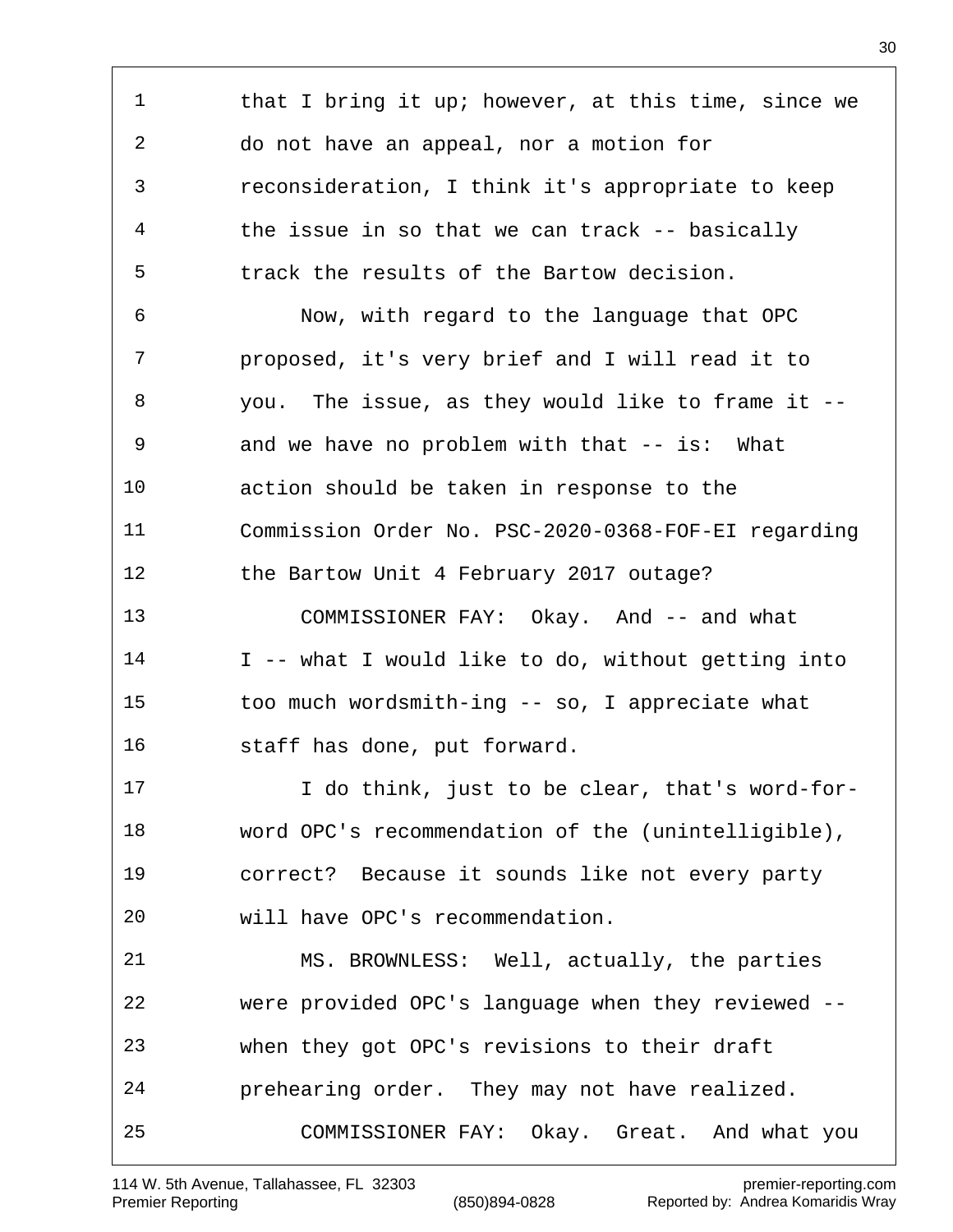1 that I bring it up; however, at this time, since we
2 do not have an appeal, nor a motion for
3 reconsideration, I think it's appropriate to keep
4 the issue in so that we can track -- basically
5 track the results of the Bartow decision.
6 Now, with regard to the language that OPC
7 proposed, it's very brief and I will read it to
8 you. The issue, as they would like to frame it --
9 and we have no problem with that -- is: What
10 action should be taken in response to the
11 Commission Order No. PSC-2020-0368-FOF-EI regarding
12 the Bartow Unit 4 February 2017 outage?
13 COMMISSIONER FAY: Okay. And -- and what
14 I -- what I would like to do, without getting into
15 too much wordsmith-ing -- so, I appreciate what
16 staff has done, put forward.
17 I do think, just to be clear, that's word-for-
18 word OPC's recommendation of the (unintelligible),
19 correct? Because it sounds like not every party
20 will have OPC's recommendation.
21 MS. BROWNLESS: Well, actually, the parties
22 were provided OPC's language when they reviewed --
23 when they got OPC's revisions to their draft
24 prehearing order. They may not have realized.
25 COMMISSIONER FAY: Okay. Great. And what you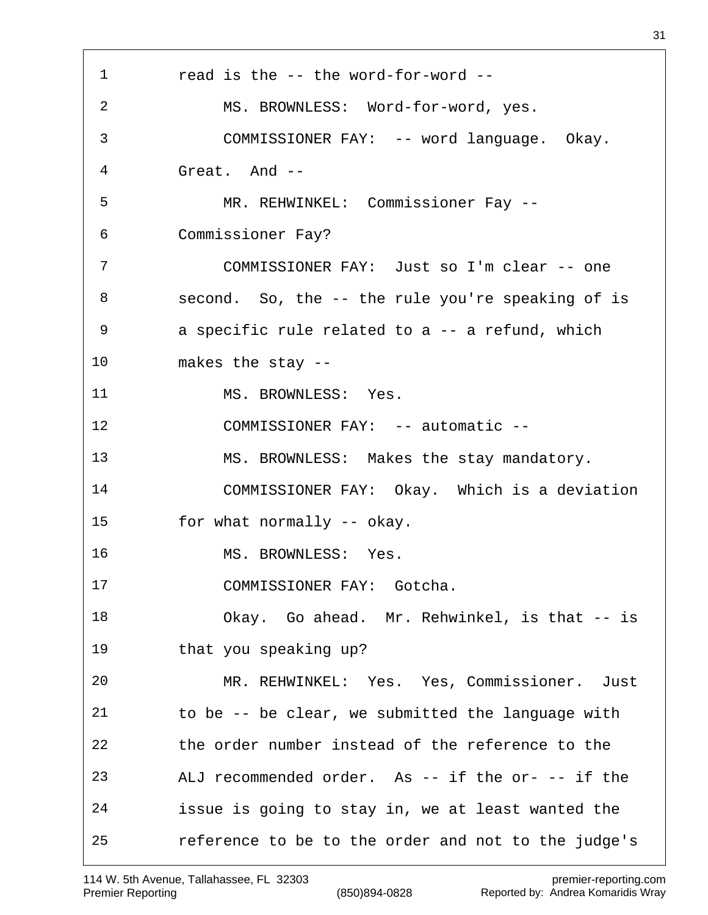read is the -- the word-for-word --

MS. BROWNLESS: Word-for-word, yes.

COMMISSIONER FAY: -- word language. Okay. Great. And --

MR. REHWINKEL: Commissioner Fay -- Commissioner Fay?

COMMISSIONER FAY: Just so I'm clear -- one second. So, the -- the rule you're speaking of is a specific rule related to a -- a refund, which makes the stay --

MS. BROWNLESS: Yes.

COMMISSIONER FAY: -- automatic --

MS. BROWNLESS: Makes the stay mandatory.

COMMISSIONER FAY: Okay. Which is a deviation for what normally -- okay.

MS. BROWNLESS: Yes.

COMMISSIONER FAY: Gotcha.

Okay. Go ahead. Mr. Rehwinkel, is that -- is that you speaking up?

MR. REHWINKEL: Yes. Yes, Commissioner. Just to be -- be clear, we submitted the language with the order number instead of the reference to the ALJ recommended order. As -- if the or- -- if the issue is going to stay in, we at least wanted the reference to be to the order and not to the judge's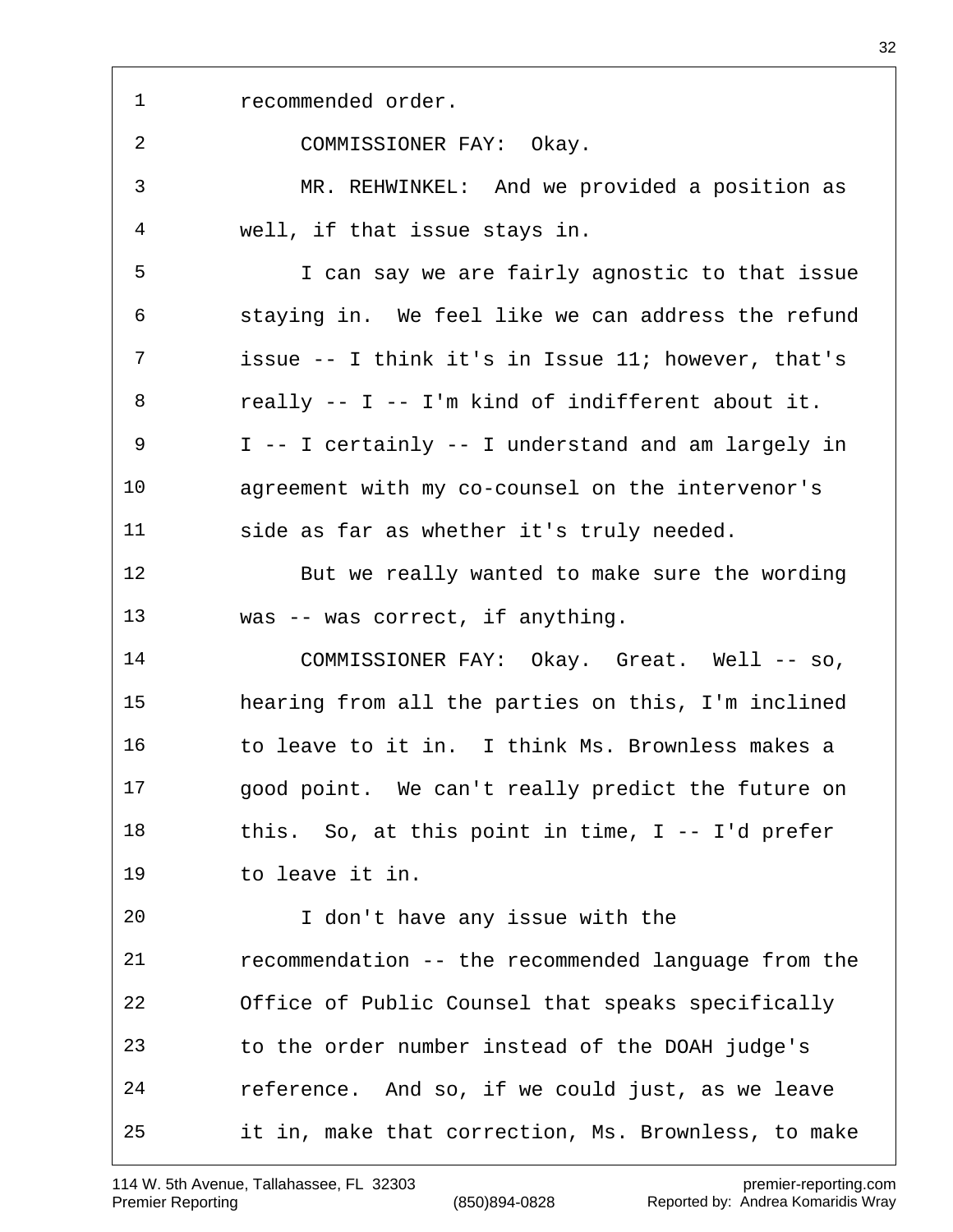1 recommended order.

2 COMMISSIONER FAY: Okay.

3 MR. REHWINKEL: And we provided a position as

4 well, if that issue stays in.

5 I can say we are fairly agnostic to that issue

6 staying in. We feel like we can address the refund

7 issue -- I think it's in Issue 11; however, that's

8 really -- I -- I'm kind of indifferent about it.

9 I -- I certainly -- I understand and am largely in

10 agreement with my co-counsel on the intervenor's

11 side as far as whether it's truly needed.

12 But we really wanted to make sure the wording

13 was -- was correct, if anything.

14 COMMISSIONER FAY: Okay. Great. Well -- so,

15 hearing from all the parties on this, I'm inclined

16 to leave to it in. I think Ms. Brownless makes a

17 good point. We can't really predict the future on

18 this. So, at this point in time, I -- I'd prefer

19 to leave it in.

20 I don't have any issue with the

21 recommendation -- the recommended language from the

22 Office of Public Counsel that speaks specifically

23 to the order number instead of the DOAH judge's

24 reference. And so, if we could just, as we leave

25 it in, make that correction, Ms. Brownless, to make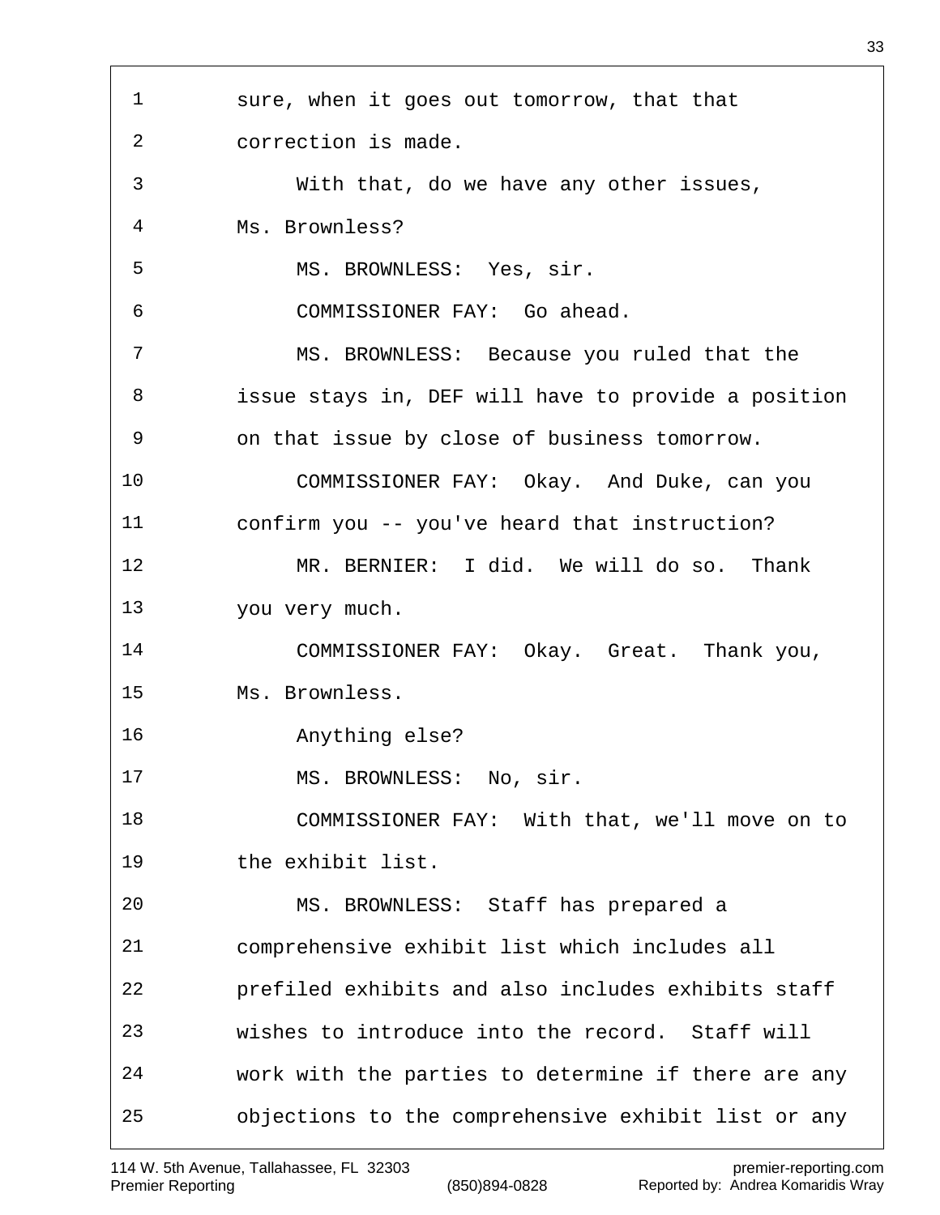sure, when it goes out tomorrow, that that correction is made.

With that, do we have any other issues, Ms. Brownless?

MS. BROWNLESS: Yes, sir.

COMMISSIONER FAY: Go ahead.

MS. BROWNLESS: Because you ruled that the issue stays in, DEF will have to provide a position on that issue by close of business tomorrow.

COMMISSIONER FAY: Okay. And Duke, can you confirm you -- you've heard that instruction?

MR. BERNIER: I did. We will do so. Thank you very much.

COMMISSIONER FAY: Okay. Great. Thank you, Ms. Brownless.

Anything else?

MS. BROWNLESS: No, sir.

COMMISSIONER FAY: With that, we'll move on to the exhibit list.

MS. BROWNLESS: Staff has prepared a comprehensive exhibit list which includes all prefiled exhibits and also includes exhibits staff wishes to introduce into the record. Staff will work with the parties to determine if there are any objections to the comprehensive exhibit list or any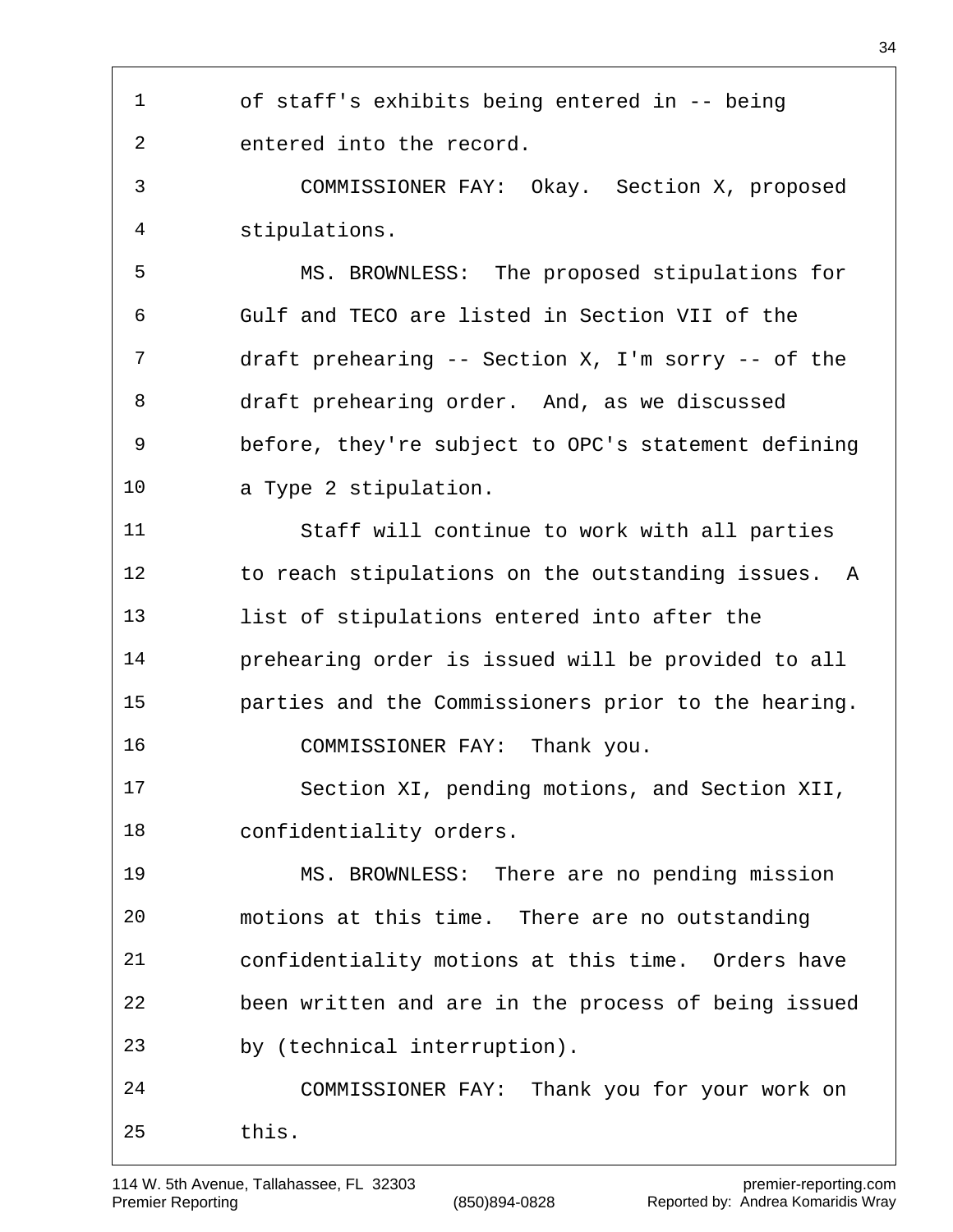of staff's exhibits being entered in -- being entered into the record.

COMMISSIONER FAY: Okay. Section X, proposed stipulations.

MS. BROWNLESS: The proposed stipulations for Gulf and TECO are listed in Section VII of the draft prehearing -- Section X, I'm sorry -- of the draft prehearing order. And, as we discussed before, they're subject to OPC's statement defining a Type 2 stipulation.

Staff will continue to work with all parties to reach stipulations on the outstanding issues. A list of stipulations entered into after the prehearing order is issued will be provided to all parties and the Commissioners prior to the hearing.

COMMISSIONER FAY: Thank you.

Section XI, pending motions, and Section XII, confidentiality orders.

MS. BROWNLESS: There are no pending mission motions at this time. There are no outstanding confidentiality motions at this time. Orders have been written and are in the process of being issued by (technical interruption).

COMMISSIONER FAY: Thank you for your work on this.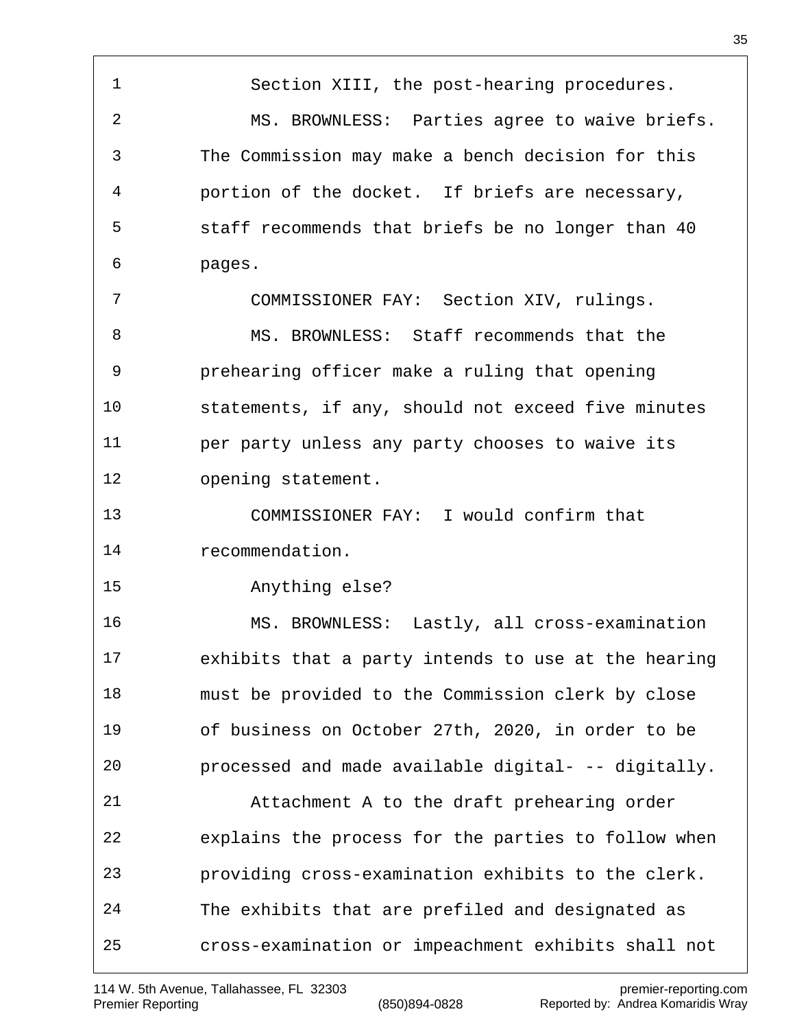Section XIII, the post-hearing procedures.

MS. BROWNLESS: Parties agree to waive briefs. The Commission may make a bench decision for this portion of the docket. If briefs are necessary, staff recommends that briefs be no longer than 40 pages.

COMMISSIONER FAY: Section XIV, rulings.

MS. BROWNLESS: Staff recommends that the prehearing officer make a ruling that opening statements, if any, should not exceed five minutes per party unless any party chooses to waive its opening statement.

COMMISSIONER FAY: I would confirm that recommendation.

Anything else?

MS. BROWNLESS: Lastly, all cross-examination exhibits that a party intends to use at the hearing must be provided to the Commission clerk by close of business on October 27th, 2020, in order to be processed and made available digital- -- digitally.

Attachment A to the draft prehearing order explains the process for the parties to follow when providing cross-examination exhibits to the clerk. The exhibits that are prefiled and designated as cross-examination or impeachment exhibits shall not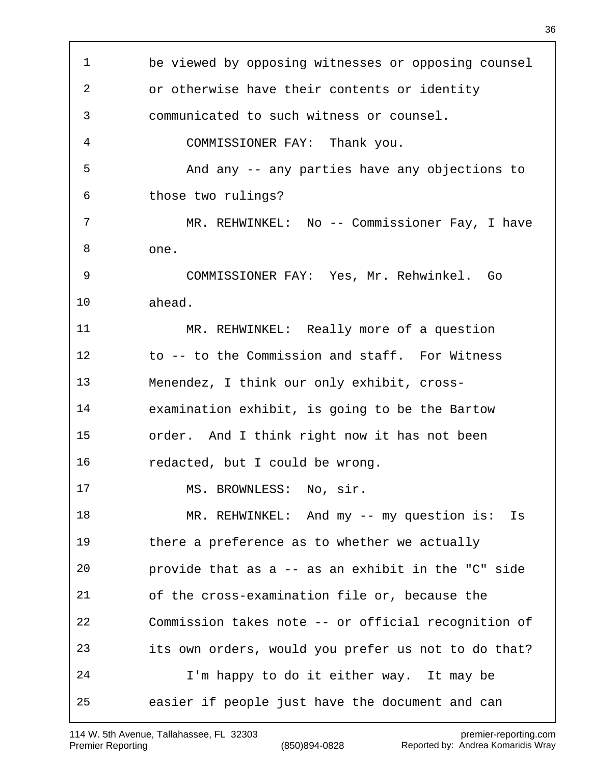be viewed by opposing witnesses or opposing counsel or otherwise have their contents or identity communicated to such witness or counsel.

COMMISSIONER FAY: Thank you.

And any -- any parties have any objections to those two rulings?

MR. REHWINKEL: No -- Commissioner Fay, I have one.

COMMISSIONER FAY: Yes, Mr. Rehwinkel. Go ahead.

MR. REHWINKEL: Really more of a question to -- to the Commission and staff. For Witness Menendez, I think our only exhibit, cross-examination exhibit, is going to be the Bartow order. And I think right now it has not been redacted, but I could be wrong.

MS. BROWNLESS: No, sir.

MR. REHWINKEL: And my -- my question is: Is there a preference as to whether we actually provide that as a -- as an exhibit in the "C" side of the cross-examination file or, because the Commission takes note -- or official recognition of its own orders, would you prefer us not to do that?

I'm happy to do it either way. It may be easier if people just have the document and can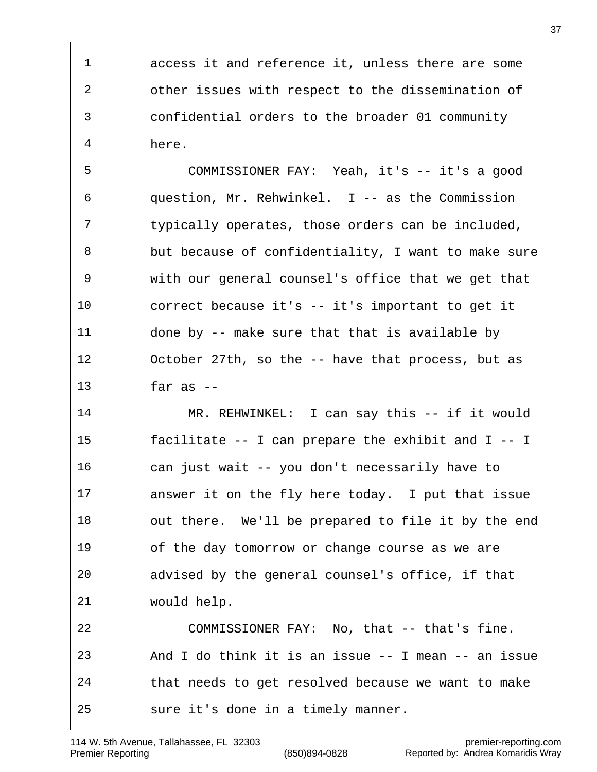1 access it and reference it, unless there are some
2 other issues with respect to the dissemination of
3 confidential orders to the broader 01 community
4 here.

5 COMMISSIONER FAY: Yeah, it's -- it's a good
6 question, Mr. Rehwinkel. I -- as the Commission
7 typically operates, those orders can be included,
8 but because of confidentiality, I want to make sure
9 with our general counsel's office that we get that
10 correct because it's -- it's important to get it
11 done by -- make sure that that is available by
12 October 27th, so the -- have that process, but as
13 far as --

14 MR. REHWINKEL: I can say this -- if it would
15 facilitate -- I can prepare the exhibit and I -- I
16 can just wait -- you don't necessarily have to
17 answer it on the fly here today. I put that issue
18 out there. We'll be prepared to file it by the end
19 of the day tomorrow or change course as we are
20 advised by the general counsel's office, if that
21 would help.

22 COMMISSIONER FAY: No, that -- that's fine.
23 And I do think it is an issue -- I mean -- an issue
24 that needs to get resolved because we want to make
25 sure it's done in a timely manner.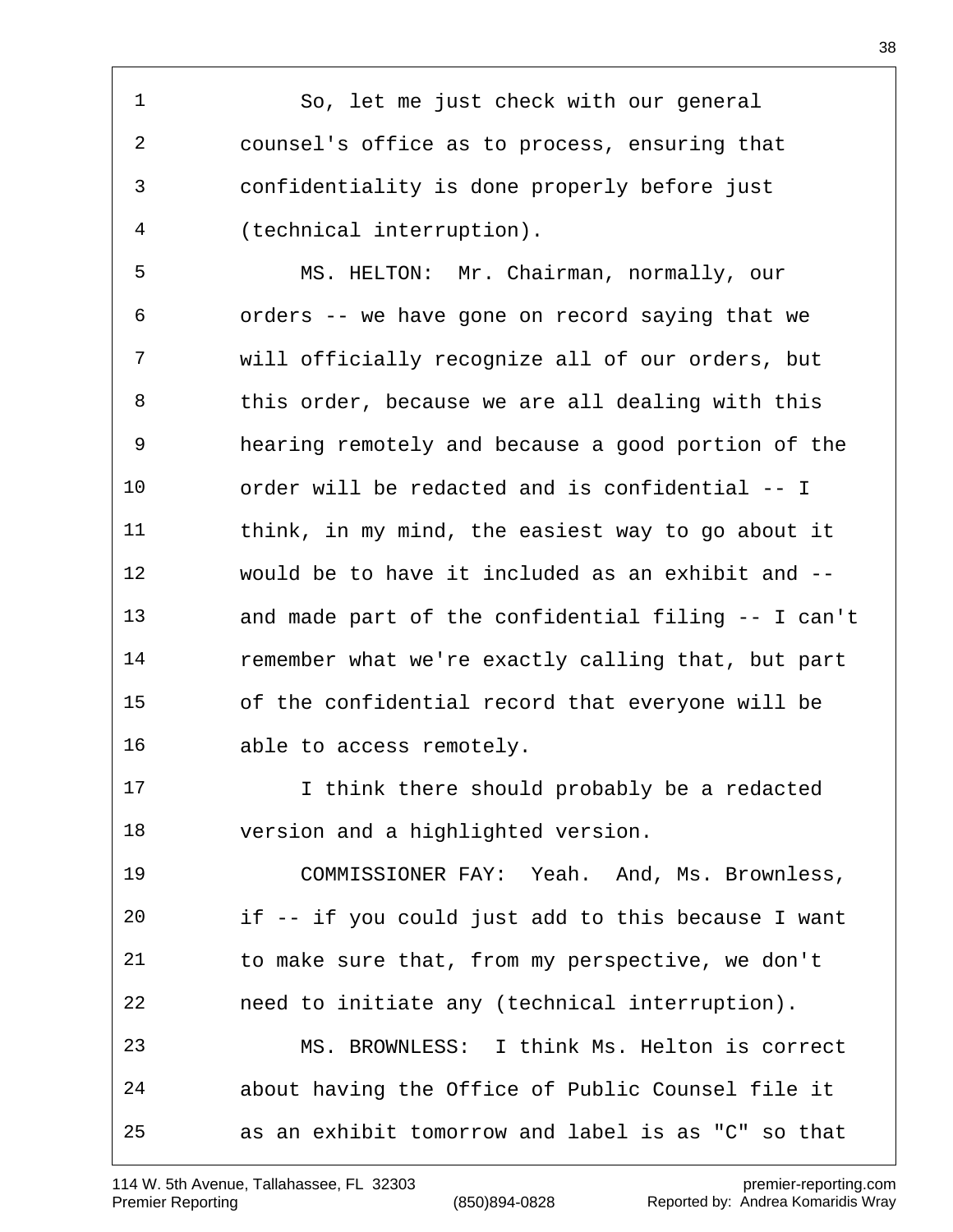So, let me just check with our general counsel's office as to process, ensuring that confidentiality is done properly before just (technical interruption).

MS. HELTON: Mr. Chairman, normally, our orders -- we have gone on record saying that we will officially recognize all of our orders, but this order, because we are all dealing with this hearing remotely and because a good portion of the order will be redacted and is confidential -- I think, in my mind, the easiest way to go about it would be to have it included as an exhibit and -- and made part of the confidential filing -- I can't remember what we're exactly calling that, but part of the confidential record that everyone will be able to access remotely.

I think there should probably be a redacted version and a highlighted version.

COMMISSIONER FAY: Yeah. And, Ms. Brownless, if -- if you could just add to this because I want to make sure that, from my perspective, we don't need to initiate any (technical interruption).

MS. BROWNLESS: I think Ms. Helton is correct about having the Office of Public Counsel file it as an exhibit tomorrow and label is as "C" so that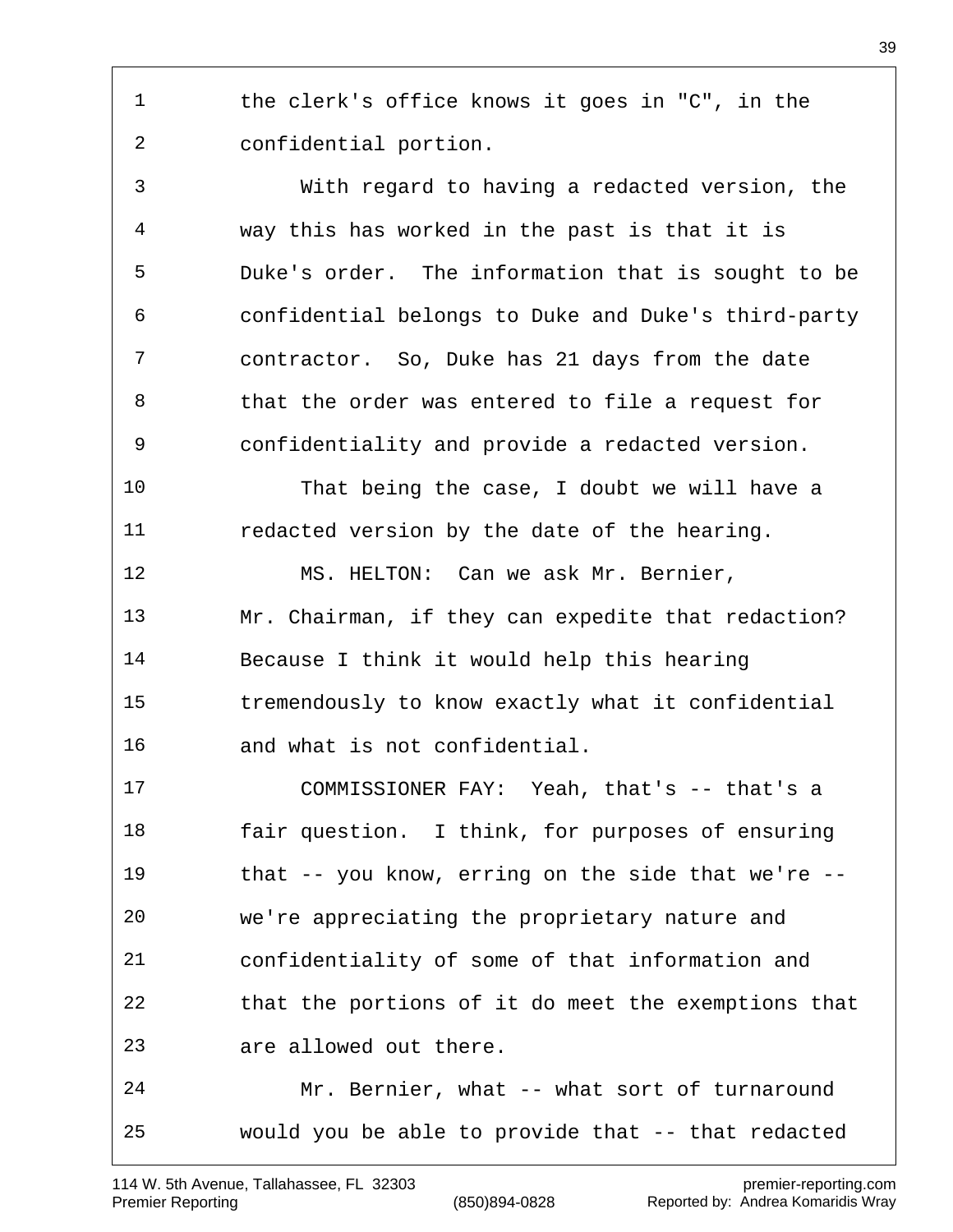the clerk's office knows it goes in "C", in the confidential portion.

With regard to having a redacted version, the way this has worked in the past is that it is Duke's order. The information that is sought to be confidential belongs to Duke and Duke's third-party contractor. So, Duke has 21 days from the date that the order was entered to file a request for confidentiality and provide a redacted version.

That being the case, I doubt we will have a redacted version by the date of the hearing.

MS. HELTON: Can we ask Mr. Bernier, Mr. Chairman, if they can expedite that redaction? Because I think it would help this hearing tremendously to know exactly what it confidential and what is not confidential.

COMMISSIONER FAY: Yeah, that's -- that's a fair question. I think, for purposes of ensuring that -- you know, erring on the side that we're -- we're appreciating the proprietary nature and confidentiality of some of that information and that the portions of it do meet the exemptions that are allowed out there.

Mr. Bernier, what -- what sort of turnaround would you be able to provide that -- that redacted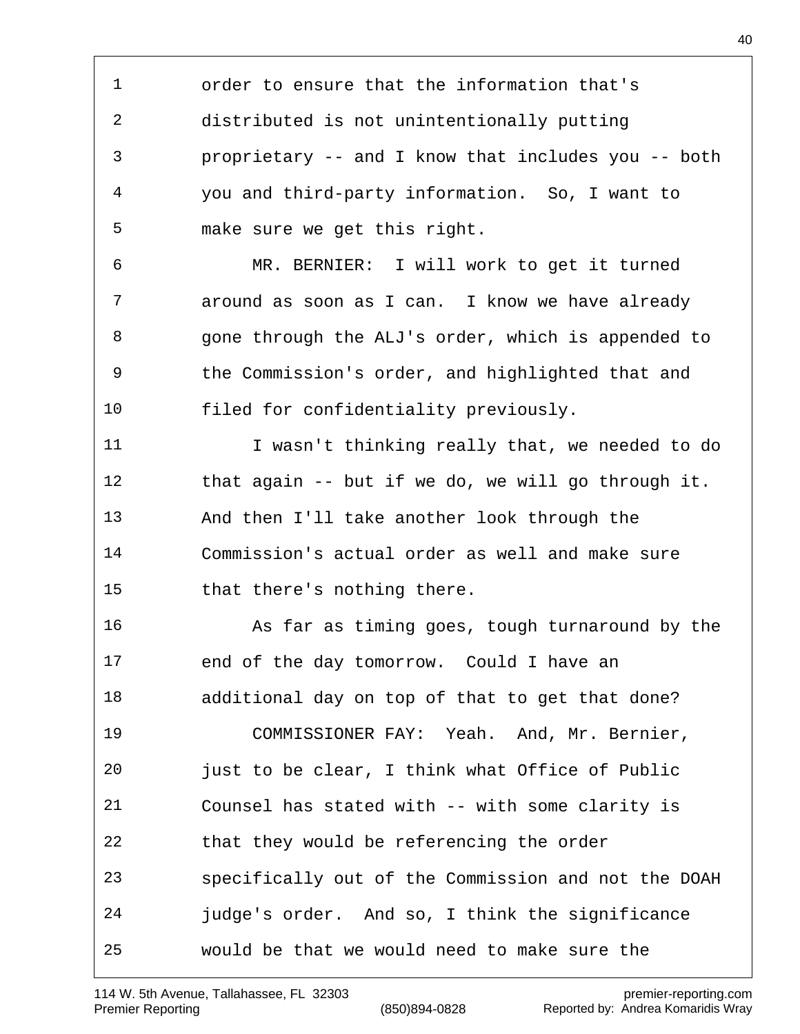1 order to ensure that the information that's
2 distributed is not unintentionally putting
3 proprietary -- and I know that includes you -- both
4 you and third-party information. So, I want to
5 make sure we get this right.
6 MR. BERNIER: I will work to get it turned
7 around as soon as I can. I know we have already
8 gone through the ALJ's order, which is appended to
9 the Commission's order, and highlighted that and
10 filed for confidentiality previously.
11 I wasn't thinking really that, we needed to do
12 that again -- but if we do, we will go through it.
13 And then I'll take another look through the
14 Commission's actual order as well and make sure
15 that there's nothing there.
16 As far as timing goes, tough turnaround by the
17 end of the day tomorrow. Could I have an
18 additional day on top of that to get that done?
19 COMMISSIONER FAY: Yeah. And, Mr. Bernier,
20 just to be clear, I think what Office of Public
21 Counsel has stated with -- with some clarity is
22 that they would be referencing the order
23 specifically out of the Commission and not the DOAH
24 judge's order. And so, I think the significance
25 would be that we would need to make sure the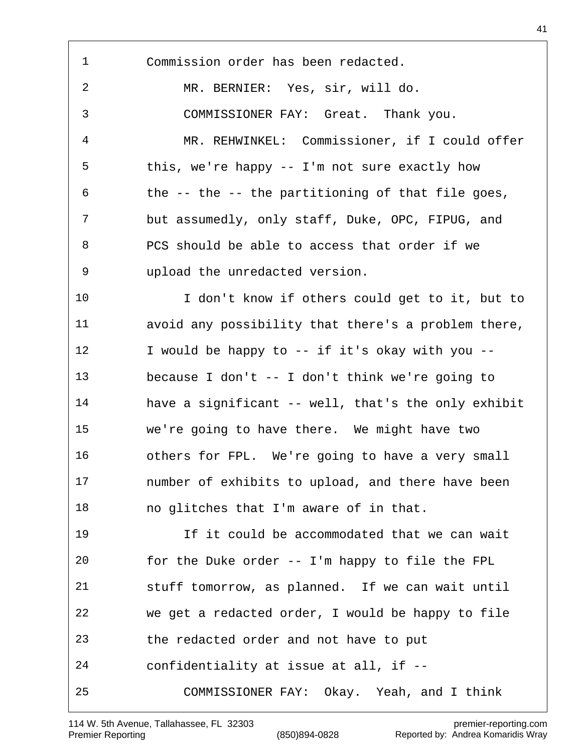1 Commission order has been redacted.

2 MR. BERNIER: Yes, sir, will do.

3 COMMISSIONER FAY: Great. Thank you.

4 MR. REHWINKEL: Commissioner, if I could offer

5 this, we're happy -- I'm not sure exactly how

6 the -- the -- the partitioning of that file goes,

7 but assumedly, only staff, Duke, OPC, FIPUG, and

8 PCS should be able to access that order if we

9 upload the unredacted version.

10 I don't know if others could get to it, but to

11 avoid any possibility that there's a problem there,

12 I would be happy to -- if it's okay with you --

13 because I don't -- I don't think we're going to

14 have a significant -- well, that's the only exhibit

15 we're going to have there. We might have two

16 others for FPL. We're going to have a very small

17 number of exhibits to upload, and there have been

18 no glitches that I'm aware of in that.

19 If it could be accommodated that we can wait

20 for the Duke order -- I'm happy to file the FPL

21 stuff tomorrow, as planned. If we can wait until

22 we get a redacted order, I would be happy to file

23 the redacted order and not have to put

24 confidentiality at issue at all, if --

25 COMMISSIONER FAY: Okay. Yeah, and I think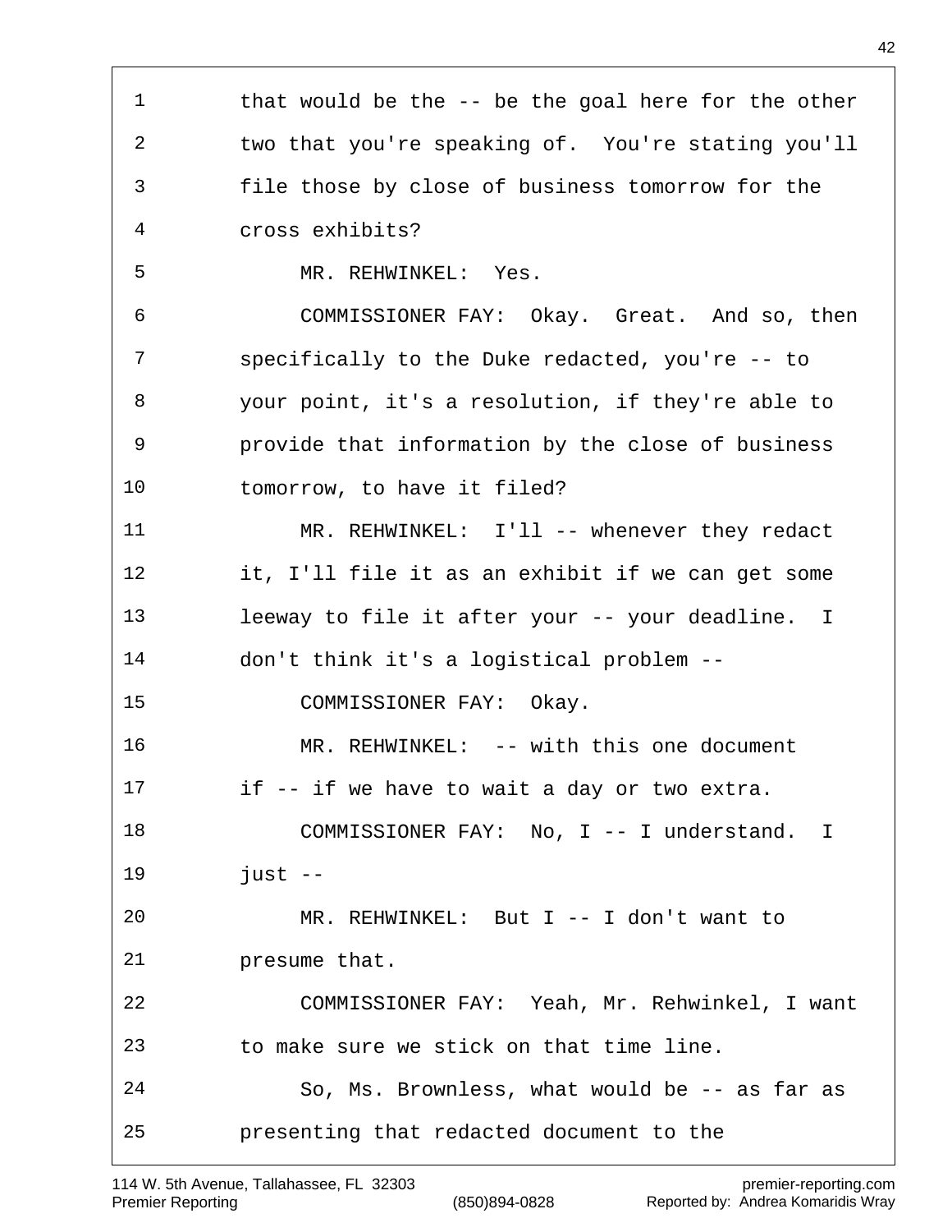that would be the -- be the goal here for the other two that you're speaking of. You're stating you'll file those by close of business tomorrow for the cross exhibits?

MR. REHWINKEL: Yes.

COMMISSIONER FAY: Okay. Great. And so, then specifically to the Duke redacted, you're -- to your point, it's a resolution, if they're able to provide that information by the close of business tomorrow, to have it filed?

MR. REHWINKEL: I'll -- whenever they redact it, I'll file it as an exhibit if we can get some leeway to file it after your -- your deadline. I don't think it's a logistical problem --

COMMISSIONER FAY: Okay.

MR. REHWINKEL: -- with this one document if -- if we have to wait a day or two extra.

COMMISSIONER FAY: No, I -- I understand. I just --

MR. REHWINKEL: But I -- I don't want to presume that.

COMMISSIONER FAY: Yeah, Mr. Rehwinkel, I want to make sure we stick on that time line.

So, Ms. Brownless, what would be -- as far as presenting that redacted document to the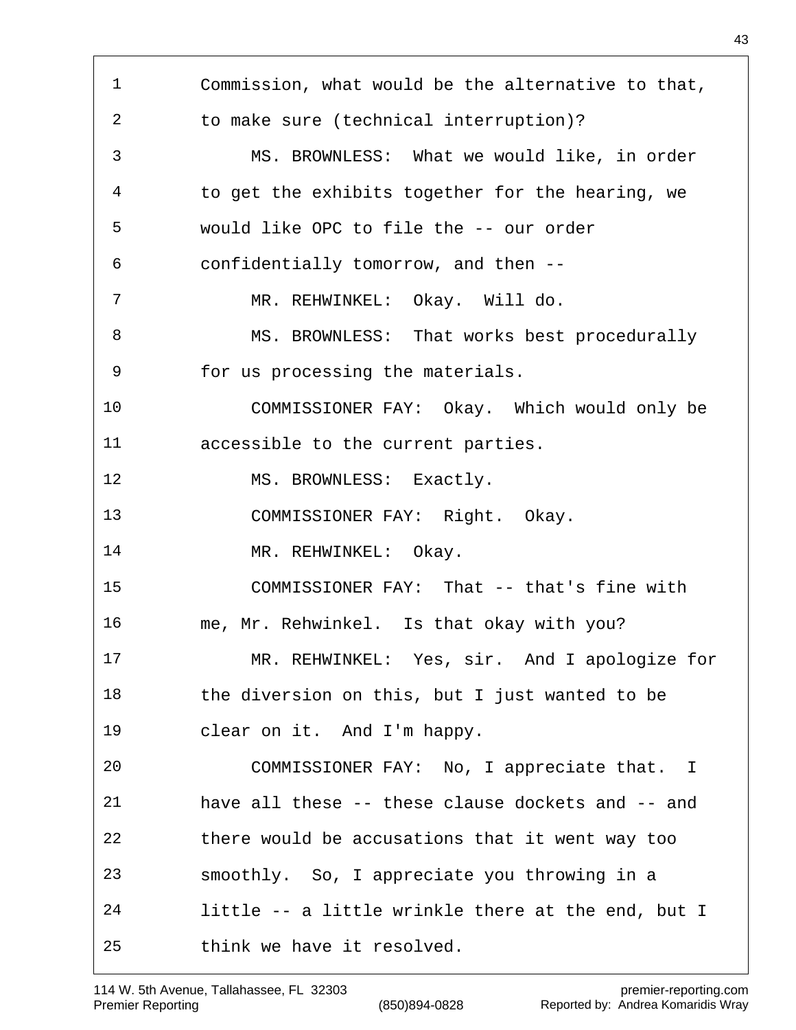Commission, what would be the alternative to that, to make sure (technical interruption)?

MS. BROWNLESS: What we would like, in order to get the exhibits together for the hearing, we would like OPC to file the -- our order confidentially tomorrow, and then --

MR. REHWINKEL: Okay. Will do.

MS. BROWNLESS: That works best procedurally for us processing the materials.

COMMISSIONER FAY: Okay. Which would only be accessible to the current parties.

MS. BROWNLESS: Exactly.

COMMISSIONER FAY: Right. Okay.

MR. REHWINKEL: Okay.

COMMISSIONER FAY: That -- that's fine with me, Mr. Rehwinkel. Is that okay with you?

MR. REHWINKEL: Yes, sir. And I apologize for the diversion on this, but I just wanted to be clear on it. And I'm happy.

COMMISSIONER FAY: No, I appreciate that. I have all these -- these clause dockets and -- and there would be accusations that it went way too smoothly. So, I appreciate you throwing in a little -- a little wrinkle there at the end, but I think we have it resolved.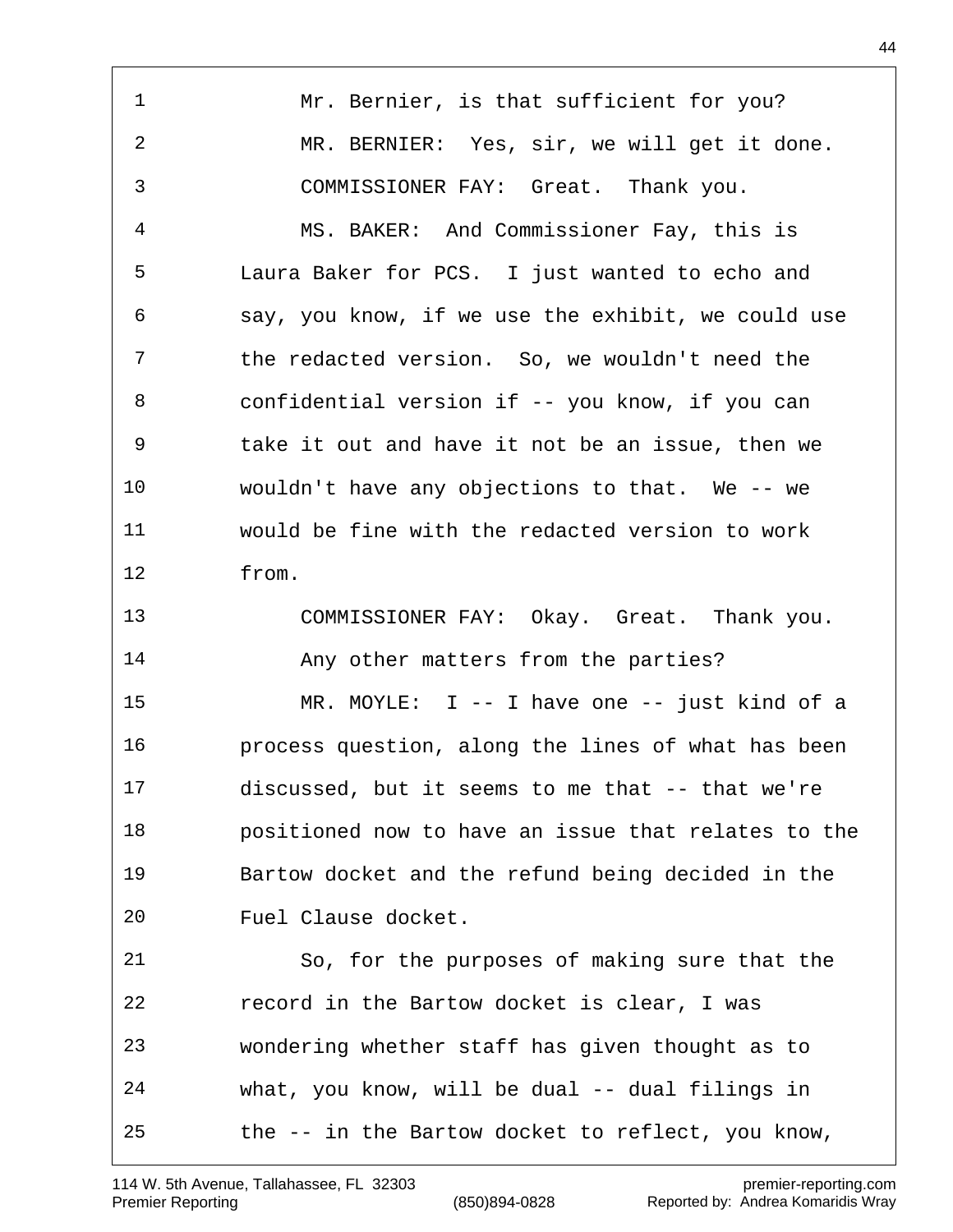Mr. Bernier, is that sufficient for you?

MR. BERNIER: Yes, sir, we will get it done.

COMMISSIONER FAY: Great. Thank you.

MS. BAKER: And Commissioner Fay, this is Laura Baker for PCS. I just wanted to echo and say, you know, if we use the exhibit, we could use the redacted version. So, we wouldn't need the confidential version if -- you know, if you can take it out and have it not be an issue, then we wouldn't have any objections to that. We -- we would be fine with the redacted version to work from.

COMMISSIONER FAY: Okay. Great. Thank you.

Any other matters from the parties?

MR. MOYLE: I -- I have one -- just kind of a process question, along the lines of what has been discussed, but it seems to me that -- that we're positioned now to have an issue that relates to the Bartow docket and the refund being decided in the Fuel Clause docket.

So, for the purposes of making sure that the record in the Bartow docket is clear, I was wondering whether staff has given thought as to what, you know, will be dual -- dual filings in the -- in the Bartow docket to reflect, you know,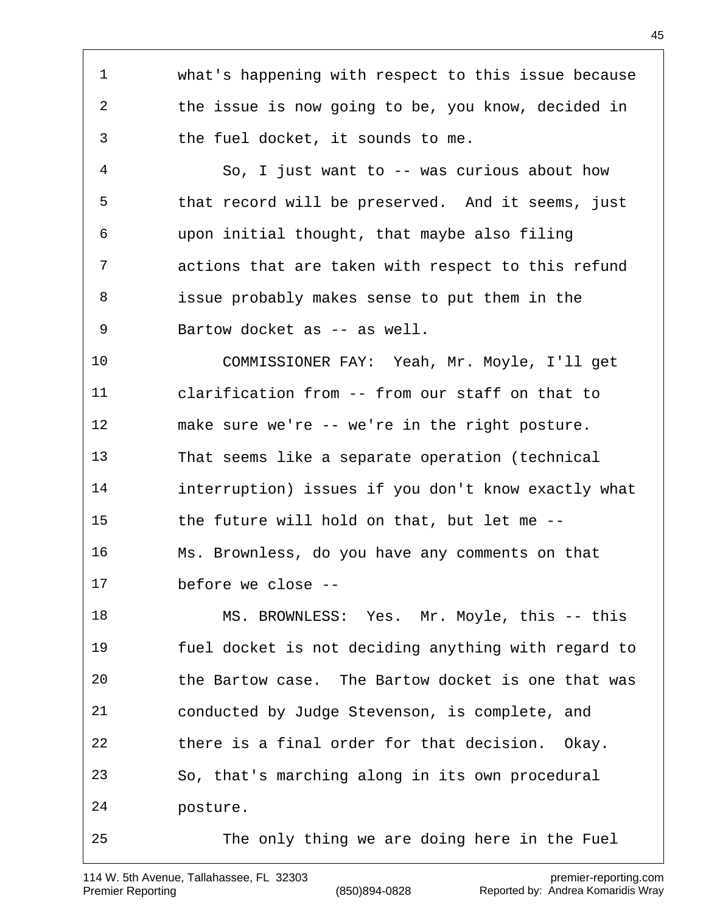what's happening with respect to this issue because the issue is now going to be, you know, decided in the fuel docket, it sounds to me.

So, I just want to -- was curious about how that record will be preserved. And it seems, just upon initial thought, that maybe also filing actions that are taken with respect to this refund issue probably makes sense to put them in the Bartow docket as -- as well.

COMMISSIONER FAY: Yeah, Mr. Moyle, I'll get clarification from -- from our staff on that to make sure we're -- we're in the right posture. That seems like a separate operation (technical interruption) issues if you don't know exactly what the future will hold on that, but let me -- Ms. Brownless, do you have any comments on that before we close --

MS. BROWNLESS: Yes. Mr. Moyle, this -- this fuel docket is not deciding anything with regard to the Bartow case. The Bartow docket is one that was conducted by Judge Stevenson, is complete, and there is a final order for that decision. Okay. So, that's marching along in its own procedural posture.

The only thing we are doing here in the Fuel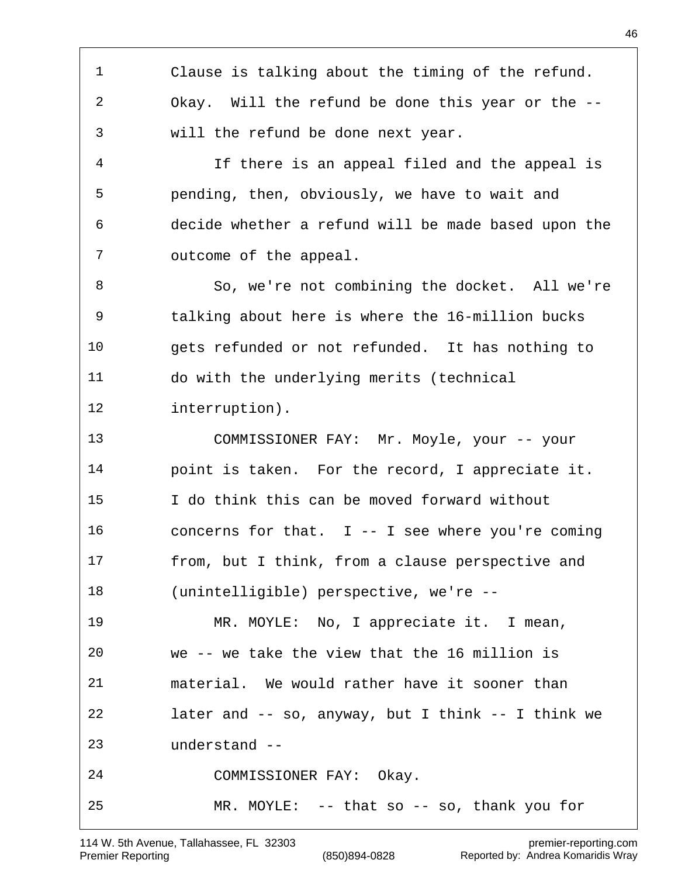Clause is talking about the timing of the refund. Okay. Will the refund be done this year or the -- will the refund be done next year.

If there is an appeal filed and the appeal is pending, then, obviously, we have to wait and decide whether a refund will be made based upon the outcome of the appeal.

So, we're not combining the docket. All we're talking about here is where the 16-million bucks gets refunded or not refunded. It has nothing to do with the underlying merits (technical interruption).

COMMISSIONER FAY: Mr. Moyle, your -- your point is taken. For the record, I appreciate it. I do think this can be moved forward without concerns for that. I -- I see where you're coming from, but I think, from a clause perspective and (unintelligible) perspective, we're --

MR. MOYLE: No, I appreciate it. I mean, we -- we take the view that the 16 million is material. We would rather have it sooner than later and -- so, anyway, but I think -- I think we understand --

COMMISSIONER FAY: Okay.

MR. MOYLE: -- that so -- so, thank you for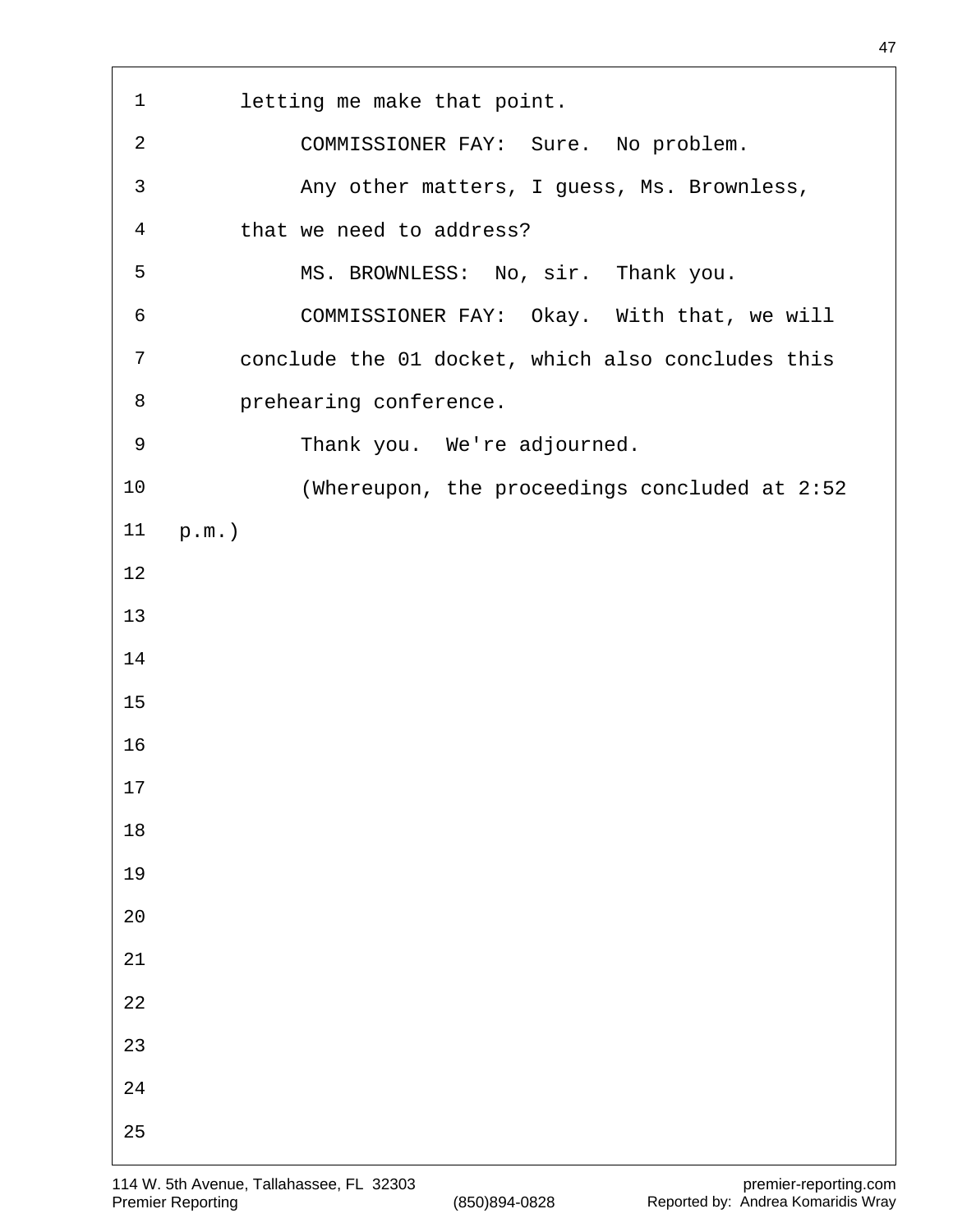letting me make that point.

COMMISSIONER FAY: Sure. No problem.

Any other matters, I guess, Ms. Brownless, that we need to address?

MS. BROWNLESS: No, sir. Thank you.

COMMISSIONER FAY: Okay. With that, we will conclude the 01 docket, which also concludes this prehearing conference.

Thank you. We're adjourned.

(Whereupon, the proceedings concluded at 2:52 p.m.)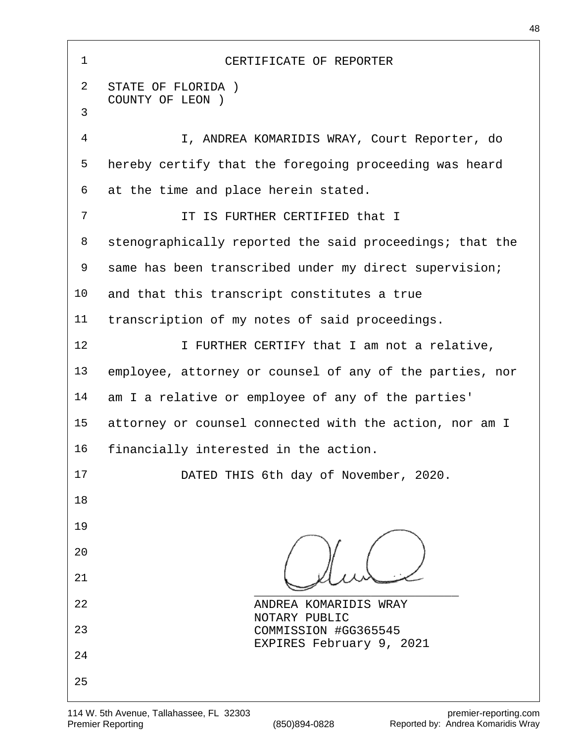CERTIFICATE OF REPORTER

STATE OF FLORIDA )
COUNTY OF LEON )

I, ANDREA KOMARIDIS WRAY, Court Reporter, do hereby certify that the foregoing proceeding was heard at the time and place herein stated.

IT IS FURTHER CERTIFIED that I stenographically reported the said proceedings; that the same has been transcribed under my direct supervision; and that this transcript constitutes a true transcription of my notes of said proceedings.

I FURTHER CERTIFY that I am not a relative, employee, attorney or counsel of any of the parties, nor am I a relative or employee of any of the parties' attorney or counsel connected with the action, nor am I financially interested in the action.

DATED THIS 6th day of November, 2020.

ANDREA KOMARIDIS WRAY
NOTARY PUBLIC
COMMISSION #GG365545
EXPIRES February 9, 2021